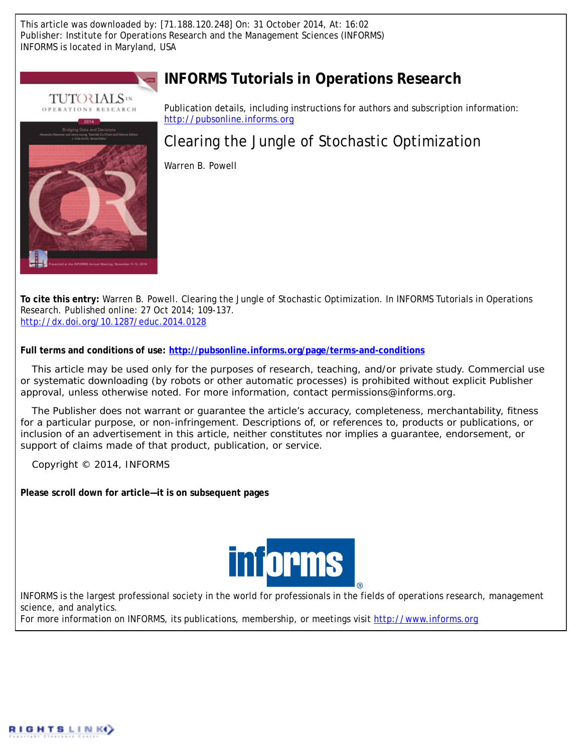This article was downloaded by: [71.188.120.248] On: 31 October 2014, At: 16:02
Publisher: Institute for Operations Research and the Management Sciences (INFORMS)
INFORMS is located in Maryland, USA

# INFORMS Tutorials in Operations Research

Publication details, including instructions for authors and subscription information:
http://pubsonline.informs.org

## Clearing the Jungle of Stochastic Optimization

Warren B. Powell

**To cite this entry:** Warren B. Powell. Clearing the Jungle of Stochastic Optimization. In INFORMS Tutorials in Operations Research. Published online: 27 Oct 2014; 109-137.
http://dx.doi.org/10.1287/educ.2014.0128

**Full terms and conditions of use: http://pubsonline.informs.org/page/terms-and-conditions**

This article may be used only for the purposes of research, teaching, and/or private study. Commercial use or systematic downloading (by robots or other automatic processes) is prohibited without explicit Publisher approval, unless otherwise noted. For more information, contact permissions@informs.org.

The Publisher does not warrant or guarantee the article's accuracy, completeness, merchantability, fitness for a particular purpose, or non-infringement. Descriptions of, or references to, products or publications, or inclusion of an advertisement in this article, neither constitutes nor implies a guarantee, endorsement, or support of claims made of that product, publication, or service.

Copyright © 2014, INFORMS

**Please scroll down for article—it is on subsequent pages**

INFORMS is the largest professional society in the world for professionals in the fields of operations research, management science, and analytics.
For more information on INFORMS, its publications, membership, or meetings visit http://www.informs.org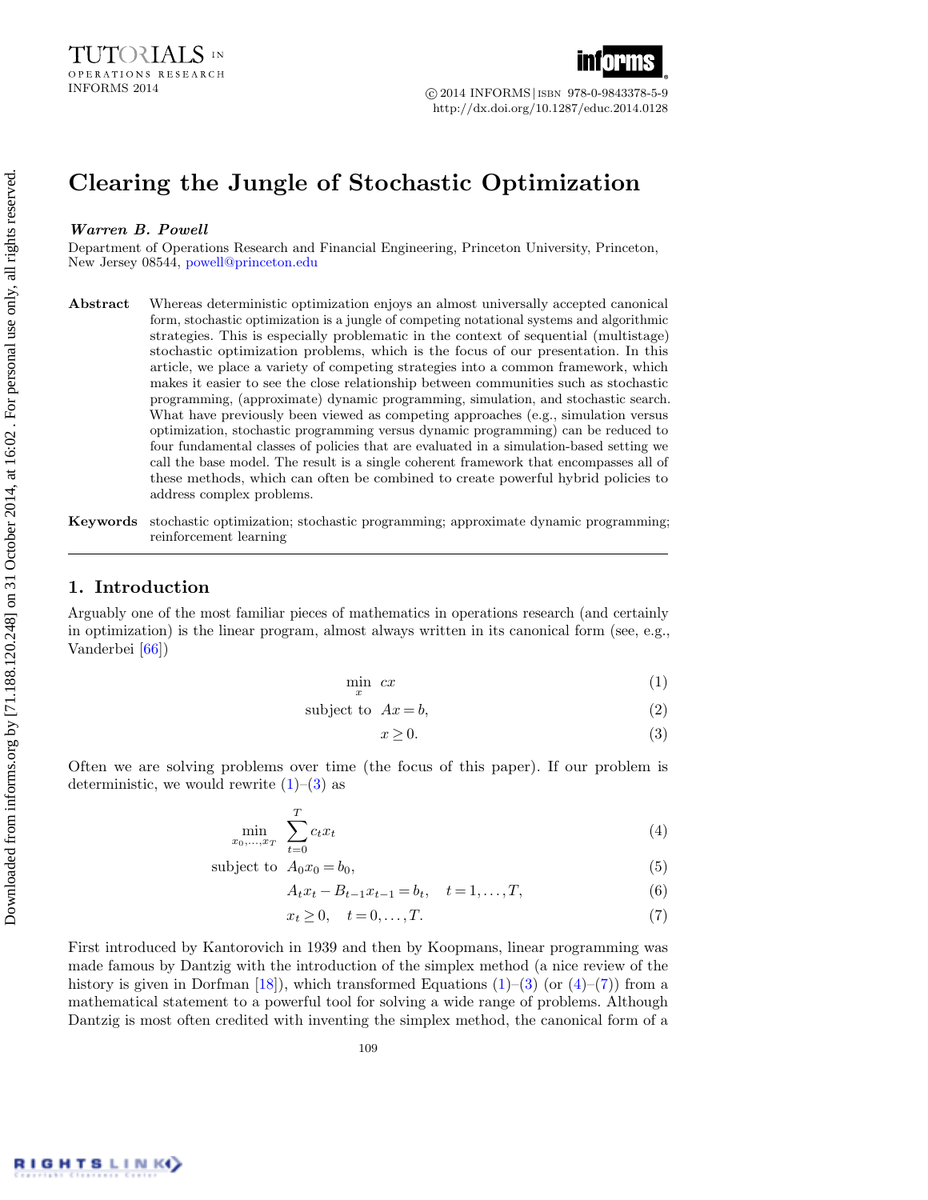# Clearing the Jungle of Stochastic Optimization

***Warren B. Powell***

Department of Operations Research and Financial Engineering, Princeton University, Princeton, New Jersey 08544, powell@princeton.edu

**Abstract** Whereas deterministic optimization enjoys an almost universally accepted canonical form, stochastic optimization is a jungle of competing notational systems and algorithmic strategies. This is especially problematic in the context of sequential (multistage) stochastic optimization problems, which is the focus of our presentation. In this article, we place a variety of competing strategies into a common framework, which makes it easier to see the close relationship between communities such as stochastic programming, (approximate) dynamic programming, simulation, and stochastic search. What have previously been viewed as competing approaches (e.g., simulation versus optimization, stochastic programming versus dynamic programming) can be reduced to four fundamental classes of policies that are evaluated in a simulation-based setting we call the base model. The result is a single coherent framework that encompasses all of these methods, which can often be combined to create powerful hybrid policies to address complex problems.

**Keywords** stochastic optimization; stochastic programming; approximate dynamic programming; reinforcement learning

## 1. Introduction

Arguably one of the most familiar pieces of mathematics in operations research (and certainly in optimization) is the linear program, almost always written in its canonical form (see, e.g., Vanderbei [66])

$$\min_x \; cx \tag{1}$$

$$\text{subject to} \;\; Ax = b, \tag{2}$$

$$x \geq 0. \tag{3}$$

Often we are solving problems over time (the focus of this paper). If our problem is deterministic, we would rewrite (1)–(3) as

$$\min_{x_0,\ldots,x_T} \sum_{t=0}^{T} c_t x_t \tag{4}$$

$$\text{subject to} \;\; A_0 x_0 = b_0, \tag{5}$$

$$A_t x_t - B_{t-1} x_{t-1} = b_t, \quad t = 1, \ldots, T, \tag{6}$$

$$x_t \geq 0, \quad t = 0, \ldots, T. \tag{7}$$

First introduced by Kantorovich in 1939 and then by Koopmans, linear programming was made famous by Dantzig with the introduction of the simplex method (a nice review of the history is given in Dorfman [18]), which transformed Equations (1)–(3) (or (4)–(7)) from a mathematical statement to a powerful tool for solving a wide range of problems. Although Dantzig is most often credited with inventing the simplex method, the canonical form of a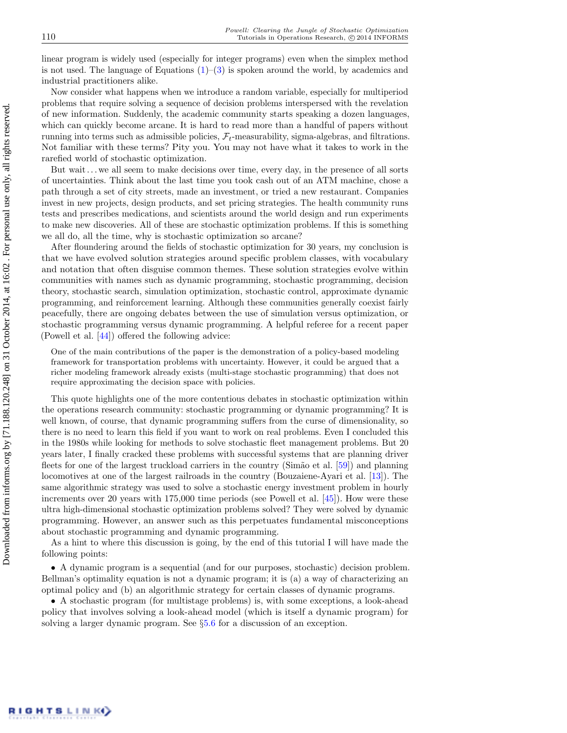linear program is widely used (especially for integer programs) even when the simplex method is not used. The language of Equations (1)–(3) is spoken around the world, by academics and industrial practitioners alike.

Now consider what happens when we introduce a random variable, especially for multiperiod problems that require solving a sequence of decision problems interspersed with the revelation of new information. Suddenly, the academic community starts speaking a dozen languages, which can quickly become arcane. It is hard to read more than a handful of papers without running into terms such as admissible policies, $\mathcal{F}_t$-measurability, sigma-algebras, and filtrations. Not familiar with these terms? Pity you. You may not have what it takes to work in the rarefied world of stochastic optimization.

But wait . . . we all seem to make decisions over time, every day, in the presence of all sorts of uncertainties. Think about the last time you took cash out of an ATM machine, chose a path through a set of city streets, made an investment, or tried a new restaurant. Companies invest in new projects, design products, and set pricing strategies. The health community runs tests and prescribes medications, and scientists around the world design and run experiments to make new discoveries. All of these are stochastic optimization problems. If this is something we all do, all the time, why is stochastic optimization so arcane?

After floundering around the fields of stochastic optimization for 30 years, my conclusion is that we have evolved solution strategies around specific problem classes, with vocabulary and notation that often disguise common themes. These solution strategies evolve within communities with names such as dynamic programming, stochastic programming, decision theory, stochastic search, simulation optimization, stochastic control, approximate dynamic programming, and reinforcement learning. Although these communities generally coexist fairly peacefully, there are ongoing debates between the use of simulation versus optimization, or stochastic programming versus dynamic programming. A helpful referee for a recent paper (Powell et al. [44]) offered the following advice:

> One of the main contributions of the paper is the demonstration of a policy-based modeling framework for transportation problems with uncertainty. However, it could be argued that a richer modeling framework already exists (multi-stage stochastic programming) that does not require approximating the decision space with policies.

This quote highlights one of the more contentious debates in stochastic optimization within the operations research community: stochastic programming or dynamic programming? It is well known, of course, that dynamic programming suffers from the curse of dimensionality, so there is no need to learn this field if you want to work on real problems. Even I concluded this in the 1980s while looking for methods to solve stochastic fleet management problems. But 20 years later, I finally cracked these problems with successful systems that are planning driver fleets for one of the largest truckload carriers in the country (Simão et al. [59]) and planning locomotives at one of the largest railroads in the country (Bouzaiene-Ayari et al. [13]). The same algorithmic strategy was used to solve a stochastic energy investment problem in hourly increments over 20 years with 175,000 time periods (see Powell et al. [45]). How were these ultra high-dimensional stochastic optimization problems solved? They were solved by dynamic programming. However, an answer such as this perpetuates fundamental misconceptions about stochastic programming and dynamic programming.

As a hint to where this discussion is going, by the end of this tutorial I will have made the following points:

- A dynamic program is a sequential (and for our purposes, stochastic) decision problem. Bellman's optimality equation is not a dynamic program; it is (a) a way of characterizing an optimal policy and (b) an algorithmic strategy for certain classes of dynamic programs.
- A stochastic program (for multistage problems) is, with some exceptions, a look-ahead policy that involves solving a look-ahead model (which is itself a dynamic program) for solving a larger dynamic program. See §5.6 for a discussion of an exception.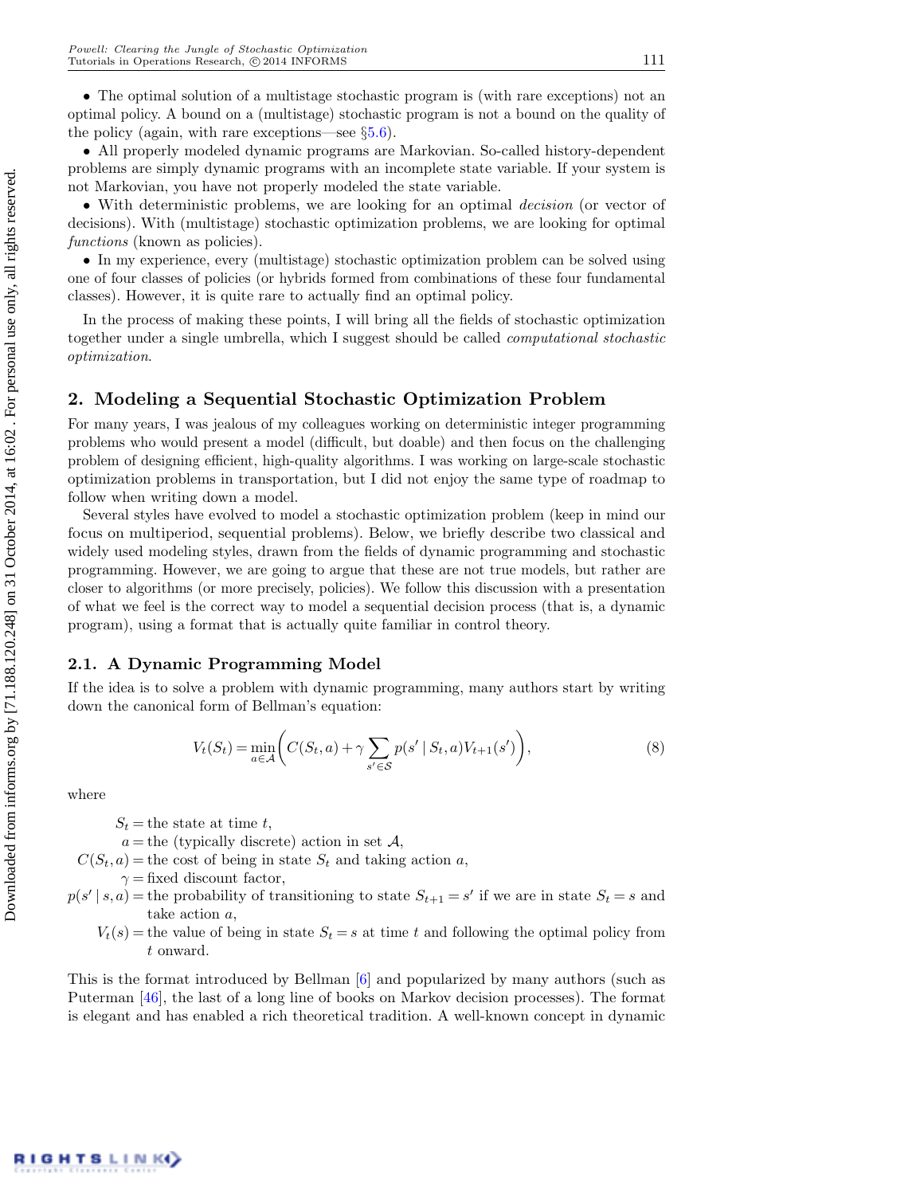- The optimal solution of a multistage stochastic program is (with rare exceptions) not an optimal policy. A bound on a (multistage) stochastic program is not a bound on the quality of the policy (again, with rare exceptions—see §5.6).
- All properly modeled dynamic programs are Markovian. So-called history-dependent problems are simply dynamic programs with an incomplete state variable. If your system is not Markovian, you have not properly modeled the state variable.
- With deterministic problems, we are looking for an optimal *decision* (or vector of decisions). With (multistage) stochastic optimization problems, we are looking for optimal *functions* (known as policies).
- In my experience, every (multistage) stochastic optimization problem can be solved using one of four classes of policies (or hybrids formed from combinations of these four fundamental classes). However, it is quite rare to actually find an optimal policy.

In the process of making these points, I will bring all the fields of stochastic optimization together under a single umbrella, which I suggest should be called *computational stochastic optimization*.

## 2. Modeling a Sequential Stochastic Optimization Problem

For many years, I was jealous of my colleagues working on deterministic integer programming problems who would present a model (difficult, but doable) and then focus on the challenging problem of designing efficient, high-quality algorithms. I was working on large-scale stochastic optimization problems in transportation, but I did not enjoy the same type of roadmap to follow when writing down a model.

Several styles have evolved to model a stochastic optimization problem (keep in mind our focus on multiperiod, sequential problems). Below, we briefly describe two classical and widely used modeling styles, drawn from the fields of dynamic programming and stochastic programming. However, we are going to argue that these are not true models, but rather are closer to algorithms (or more precisely, policies). We follow this discussion with a presentation of what we feel is the correct way to model a sequential decision process (that is, a dynamic program), using a format that is actually quite familiar in control theory.

### 2.1. A Dynamic Programming Model

If the idea is to solve a problem with dynamic programming, many authors start by writing down the canonical form of Bellman's equation:

$$V_t(S_t) = \min_{a \in \mathcal{A}} \left( C(S_t, a) + \gamma \sum_{s' \in \mathcal{S}} p(s' \mid S_t, a) V_{t+1}(s') \right), \tag{8}$$

where

$S_t$ = the state at time $t$,
$a$ = the (typically discrete) action in set $\mathcal{A}$,
$C(S_t, a)$ = the cost of being in state $S_t$ and taking action $a$,
$\gamma$ = fixed discount factor,
$p(s' \mid s, a)$ = the probability of transitioning to state $S_{t+1} = s'$ if we are in state $S_t = s$ and take action $a$,
$V_t(s)$ = the value of being in state $S_t = s$ at time $t$ and following the optimal policy from $t$ onward.

This is the format introduced by Bellman [6] and popularized by many authors (such as Puterman [46], the last of a long line of books on Markov decision processes). The format is elegant and has enabled a rich theoretical tradition. A well-known concept in dynamic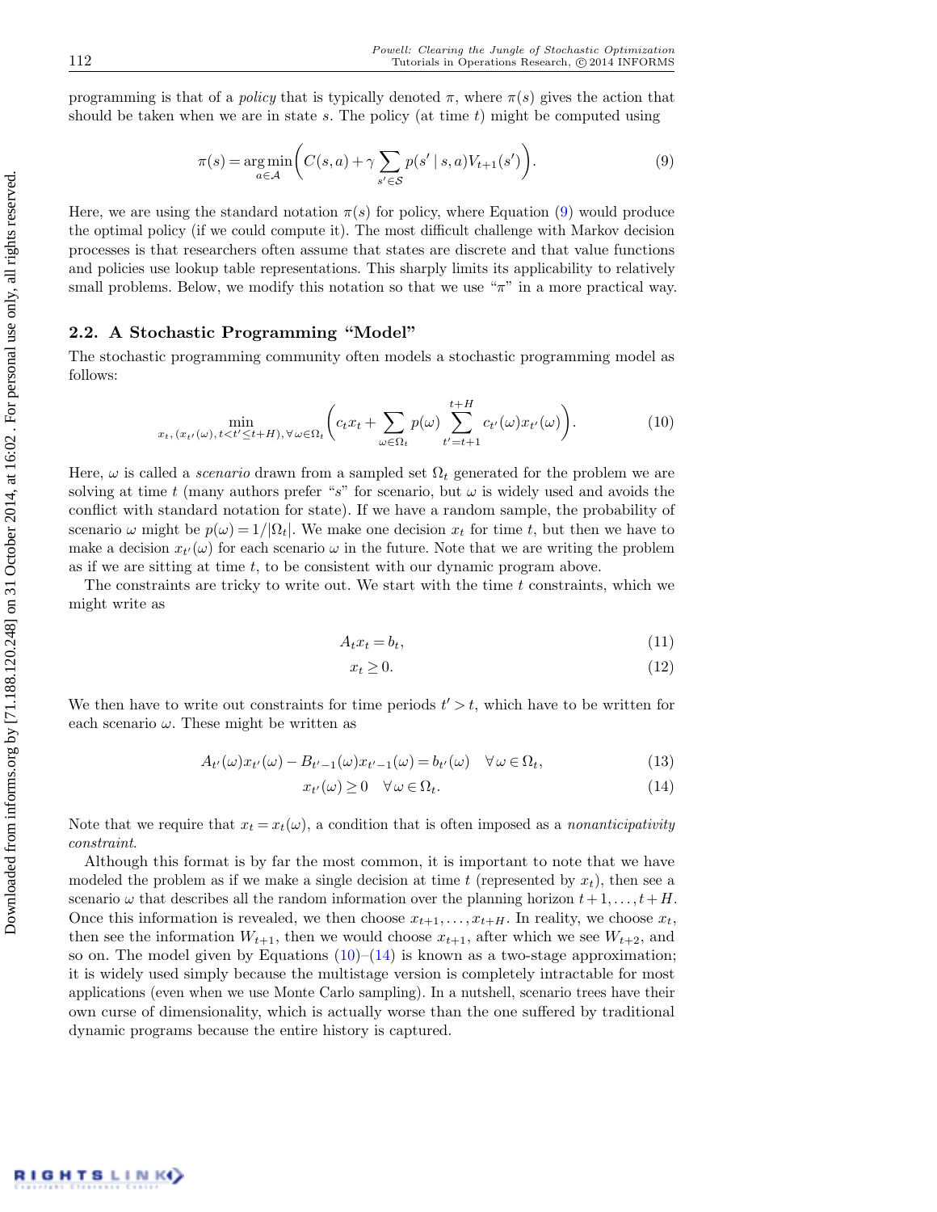programming is that of a *policy* that is typically denoted $\pi$, where $\pi(s)$ gives the action that should be taken when we are in state $s$. The policy (at time $t$) might be computed using

$$\pi(s) = \arg\min_{a \in \mathcal{A}} \left( C(s,a) + \gamma \sum_{s' \in \mathcal{S}} p(s' \mid s, a) V_{t+1}(s') \right). \tag{9}$$

Here, we are using the standard notation $\pi(s)$ for policy, where Equation (9) would produce the optimal policy (if we could compute it). The most difficult challenge with Markov decision processes is that researchers often assume that states are discrete and that value functions and policies use lookup table representations. This sharply limits its applicability to relatively small problems. Below, we modify this notation so that we use "$\pi$" in a more practical way.

## 2.2. A Stochastic Programming "Model"

The stochastic programming community often models a stochastic programming model as follows:

$$\min_{x_t,\,(x_{t'}(\omega),\, t < t' \le t+H),\, \forall\, \omega \in \Omega_t} \left( c_t x_t + \sum_{\omega \in \Omega_t} p(\omega) \sum_{t'=t+1}^{t+H} c_{t'}(\omega) x_{t'}(\omega) \right). \tag{10}$$

Here, $\omega$ is called a *scenario* drawn from a sampled set $\Omega_t$ generated for the problem we are solving at time $t$ (many authors prefer "$s$" for scenario, but $\omega$ is widely used and avoids the conflict with standard notation for state). If we have a random sample, the probability of scenario $\omega$ might be $p(\omega) = 1/|\Omega_t|$. We make one decision $x_t$ for time $t$, but then we have to make a decision $x_{t'}(\omega)$ for each scenario $\omega$ in the future. Note that we are writing the problem as if we are sitting at time $t$, to be consistent with our dynamic program above.

The constraints are tricky to write out. We start with the time $t$ constraints, which we might write as

$$A_t x_t = b_t, \tag{11}$$

$$x_t \ge 0. \tag{12}$$

We then have to write out constraints for time periods $t' > t$, which have to be written for each scenario $\omega$. These might be written as

$$A_{t'}(\omega) x_{t'}(\omega) - B_{t'-1}(\omega) x_{t'-1}(\omega) = b_{t'}(\omega) \quad \forall\, \omega \in \Omega_t, \tag{13}$$

$$x_{t'}(\omega) \ge 0 \quad \forall\, \omega \in \Omega_t. \tag{14}$$

Note that we require that $x_t = x_t(\omega)$, a condition that is often imposed as a *nonanticipativity constraint*.

Although this format is by far the most common, it is important to note that we have modeled the problem as if we make a single decision at time $t$ (represented by $x_t$), then see a scenario $\omega$ that describes all the random information over the planning horizon $t+1, \ldots, t+H$. Once this information is revealed, we then choose $x_{t+1}, \ldots, x_{t+H}$. In reality, we choose $x_t$, then see the information $W_{t+1}$, then we would choose $x_{t+1}$, after which we see $W_{t+2}$, and so on. The model given by Equations (10)–(14) is known as a two-stage approximation; it is widely used simply because the multistage version is completely intractable for most applications (even when we use Monte Carlo sampling). In a nutshell, scenario trees have their own curse of dimensionality, which is actually worse than the one suffered by traditional dynamic programs because the entire history is captured.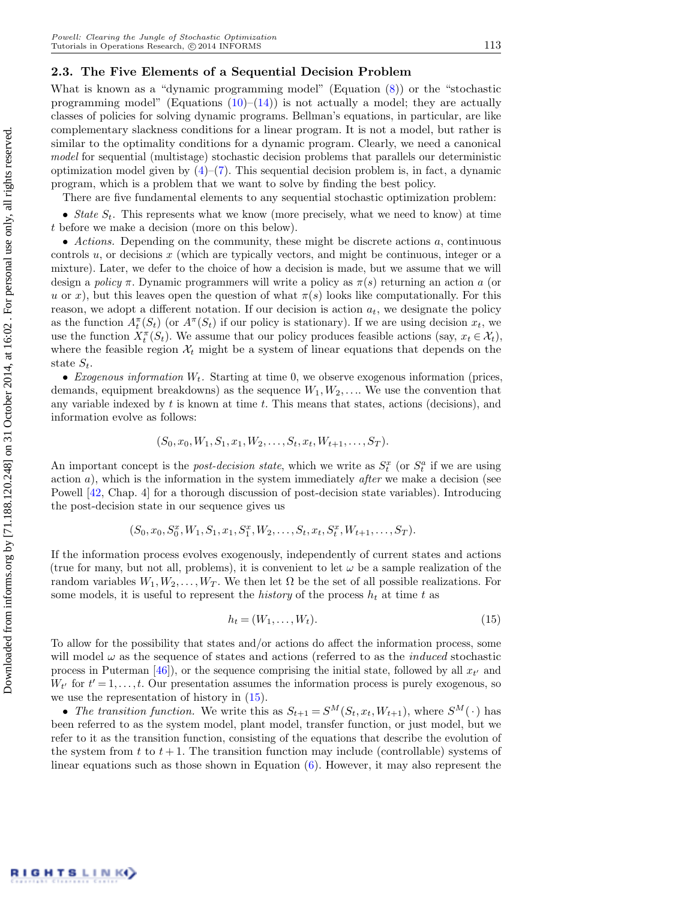### 2.3. The Five Elements of a Sequential Decision Problem

What is known as a "dynamic programming model" (Equation (8)) or the "stochastic programming model" (Equations (10)–(14)) is not actually a model; they are actually classes of policies for solving dynamic programs. Bellman's equations, in particular, are like complementary slackness conditions for a linear program. It is not a model, but rather is similar to the optimality conditions for a dynamic program. Clearly, we need a canonical *model* for sequential (multistage) stochastic decision problems that parallels our deterministic optimization model given by (4)–(7). This sequential decision problem is, in fact, a dynamic program, which is a problem that we want to solve by finding the best policy.

There are five fundamental elements to any sequential stochastic optimization problem:

- *State* $S_t$. This represents what we know (more precisely, what we need to know) at time $t$ before we make a decision (more on this below).
- *Actions.* Depending on the community, these might be discrete actions $a$, continuous controls $u$, or decisions $x$ (which are typically vectors, and might be continuous, integer or a mixture). Later, we defer to the choice of how a decision is made, but we assume that we will design a *policy* $\pi$. Dynamic programmers will write a policy as $\pi(s)$ returning an action $a$ (or $u$ or $x$), but this leaves open the question of what $\pi(s)$ looks like computationally. For this reason, we adopt a different notation. If our decision is action $a_t$, we designate the policy as the function $A_t^\pi(S_t)$ (or $A^\pi(S_t)$ if our policy is stationary). If we are using decision $x_t$, we use the function $X_t^\pi(S_t)$. We assume that our policy produces feasible actions (say, $x_t \in \mathcal{X}_t$), where the feasible region $\mathcal{X}_t$ might be a system of linear equations that depends on the state $S_t$.
- *Exogenous information* $W_t$. Starting at time 0, we observe exogenous information (prices, demands, equipment breakdowns) as the sequence $W_1, W_2, \ldots$. We use the convention that any variable indexed by $t$ is known at time $t$. This means that states, actions (decisions), and information evolve as follows:

$$(S_0, x_0, W_1, S_1, x_1, W_2, \ldots, S_t, x_t, W_{t+1}, \ldots, S_T).$$

An important concept is the *post-decision state*, which we write as $S_t^x$ (or $S_t^a$ if we are using action $a$), which is the information in the system immediately *after* we make a decision (see Powell [42, Chap. 4] for a thorough discussion of post-decision state variables). Introducing the post-decision state in our sequence gives us

$$(S_0, x_0, S_0^x, W_1, S_1, x_1, S_1^x, W_2, \ldots, S_t, x_t, S_t^x, W_{t+1}, \ldots, S_T).$$

If the information process evolves exogenously, independently of current states and actions (true for many, but not all, problems), it is convenient to let $\omega$ be a sample realization of the random variables $W_1, W_2, \ldots, W_T$. We then let $\Omega$ be the set of all possible realizations. For some models, it is useful to represent the *history* of the process $h_t$ at time $t$ as

$$h_t = (W_1, \ldots, W_t). \tag{15}$$

To allow for the possibility that states and/or actions do affect the information process, some will model $\omega$ as the sequence of states and actions (referred to as the *induced* stochastic process in Puterman [46]), or the sequence comprising the initial state, followed by all $x_{t'}$ and $W_{t'}$ for $t' = 1, \ldots, t$. Our presentation assumes the information process is purely exogenous, so we use the representation of history in (15).

- *The transition function.* We write this as $S_{t+1} = S^M(S_t, x_t, W_{t+1})$, where $S^M(\cdot)$ has been referred to as the system model, plant model, transfer function, or just model, but we refer to it as the transition function, consisting of the equations that describe the evolution of the system from $t$ to $t+1$. The transition function may include (controllable) systems of linear equations such as those shown in Equation (6). However, it may also represent the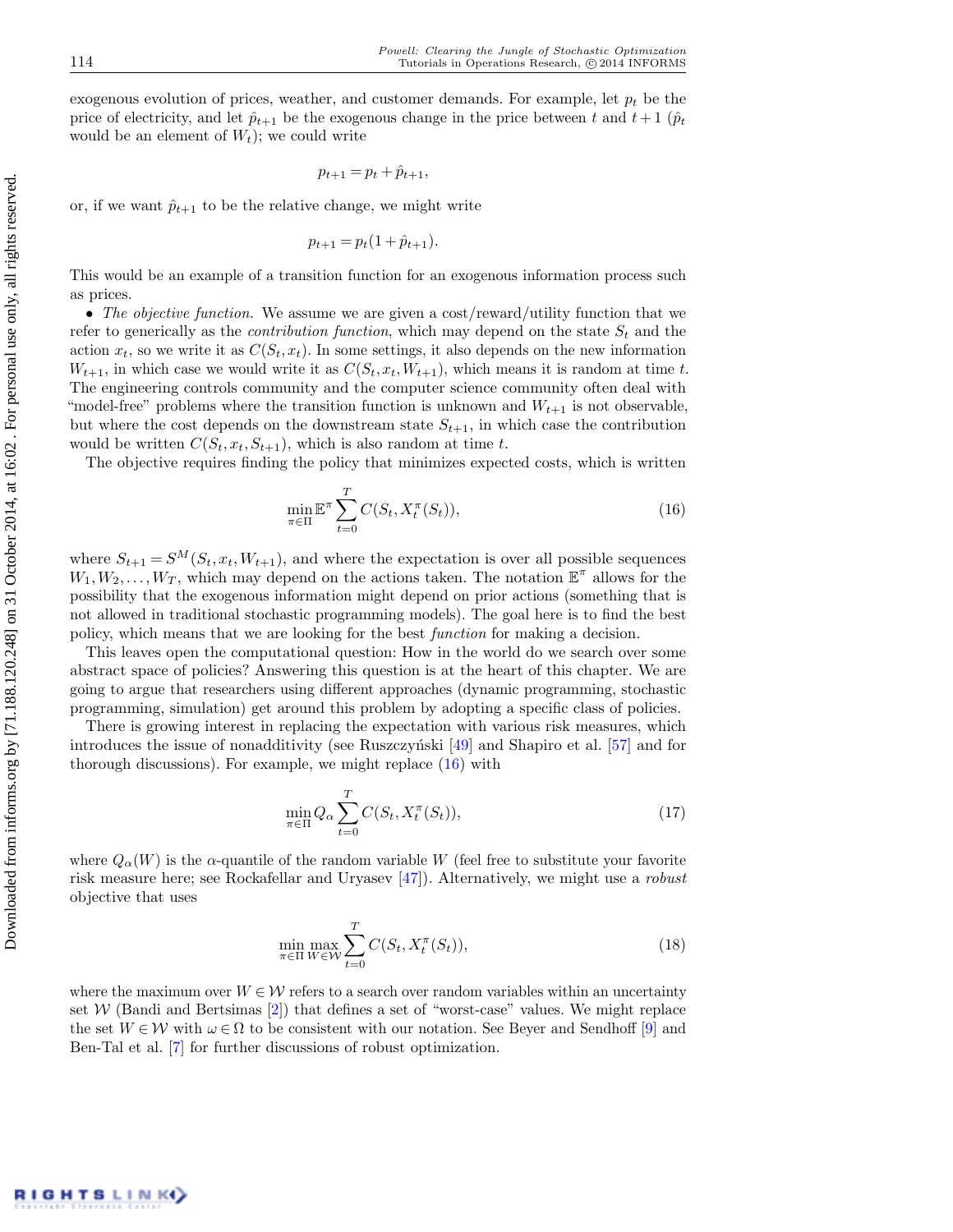exogenous evolution of prices, weather, and customer demands. For example, let $p_t$ be the price of electricity, and let $\hat{p}_{t+1}$ be the exogenous change in the price between $t$ and $t+1$ ($\hat{p}_t$ would be an element of $W_t$); we could write

$$p_{t+1} = p_t + \hat{p}_{t+1},$$

or, if we want $\hat{p}_{t+1}$ to be the relative change, we might write

$$p_{t+1} = p_t(1 + \hat{p}_{t+1}).$$

This would be an example of a transition function for an exogenous information process such as prices.

- *The objective function.* We assume we are given a cost/reward/utility function that we refer to generically as the *contribution function*, which may depend on the state $S_t$ and the action $x_t$, so we write it as $C(S_t, x_t)$. In some settings, it also depends on the new information $W_{t+1}$, in which case we would write it as $C(S_t, x_t, W_{t+1})$, which means it is random at time $t$. The engineering controls community and the computer science community often deal with "model-free" problems where the transition function is unknown and $W_{t+1}$ is not observable, but where the cost depends on the downstream state $S_{t+1}$, in which case the contribution would be written $C(S_t, x_t, S_{t+1})$, which is also random at time $t$.

The objective requires finding the policy that minimizes expected costs, which is written

$$\min_{\pi \in \Pi} \mathbb{E}^{\pi} \sum_{t=0}^{T} C(S_t, X_t^{\pi}(S_t)), \tag{16}$$

where $S_{t+1} = S^M(S_t, x_t, W_{t+1})$, and where the expectation is over all possible sequences $W_1, W_2, \ldots, W_T$, which may depend on the actions taken. The notation $\mathbb{E}^{\pi}$ allows for the possibility that the exogenous information might depend on prior actions (something that is not allowed in traditional stochastic programming models). The goal here is to find the best policy, which means that we are looking for the best *function* for making a decision.

This leaves open the computational question: How in the world do we search over some abstract space of policies? Answering this question is at the heart of this chapter. We are going to argue that researchers using different approaches (dynamic programming, stochastic programming, simulation) get around this problem by adopting a specific class of policies.

There is growing interest in replacing the expectation with various risk measures, which introduces the issue of nonadditivity (see Ruszczyński [49] and Shapiro et al. [57] and for thorough discussions). For example, we might replace (16) with

$$\min_{\pi \in \Pi} Q_{\alpha} \sum_{t=0}^{T} C(S_t, X_t^{\pi}(S_t)), \tag{17}$$

where $Q_{\alpha}(W)$ is the $\alpha$-quantile of the random variable $W$ (feel free to substitute your favorite risk measure here; see Rockafellar and Uryasev [47]). Alternatively, we might use a *robust* objective that uses

$$\min_{\pi \in \Pi} \max_{W \in \mathcal{W}} \sum_{t=0}^{T} C(S_t, X_t^{\pi}(S_t)), \tag{18}$$

where the maximum over $W \in \mathcal{W}$ refers to a search over random variables within an uncertainty set $\mathcal{W}$ (Bandi and Bertsimas [2]) that defines a set of "worst-case" values. We might replace the set $W \in \mathcal{W}$ with $\omega \in \Omega$ to be consistent with our notation. See Beyer and Sendhoff [9] and Ben-Tal et al. [7] for further discussions of robust optimization.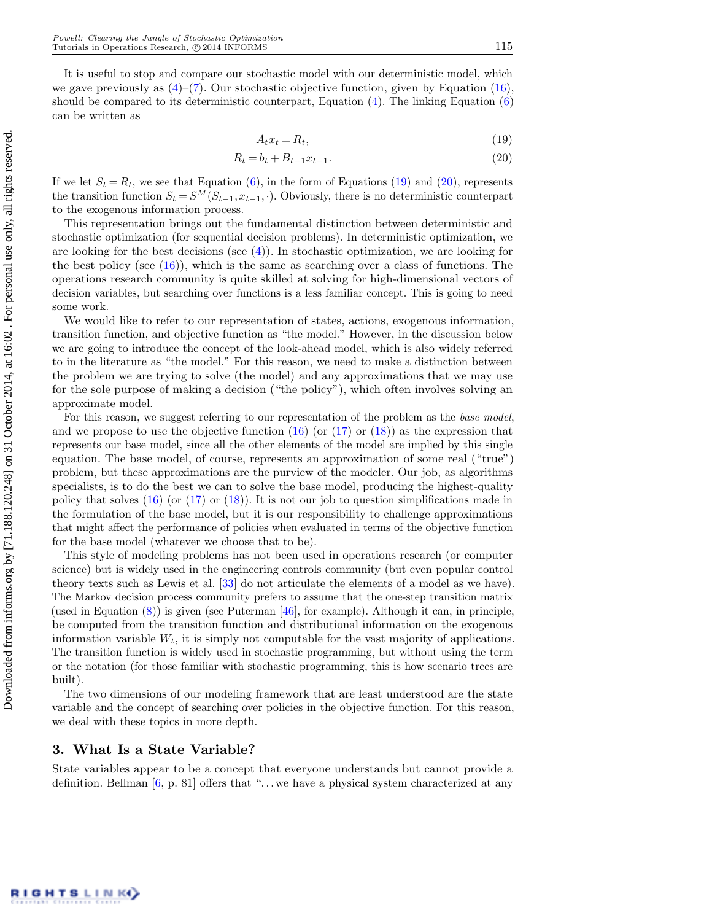It is useful to stop and compare our stochastic model with our deterministic model, which we gave previously as (4)–(7). Our stochastic objective function, given by Equation (16), should be compared to its deterministic counterpart, Equation (4). The linking Equation (6) can be written as

$$A_t x_t = R_t, \tag{19}$$

$$R_t = b_t + B_{t-1} x_{t-1}. \tag{20}$$

If we let $S_t = R_t$, we see that Equation (6), in the form of Equations (19) and (20), represents the transition function $S_t = S^M(S_{t-1}, x_{t-1}, \cdot)$. Obviously, there is no deterministic counterpart to the exogenous information process.

This representation brings out the fundamental distinction between deterministic and stochastic optimization (for sequential decision problems). In deterministic optimization, we are looking for the best decisions (see (4)). In stochastic optimization, we are looking for the best policy (see (16)), which is the same as searching over a class of functions. The operations research community is quite skilled at solving for high-dimensional vectors of decision variables, but searching over functions is a less familiar concept. This is going to need some work.

We would like to refer to our representation of states, actions, exogenous information, transition function, and objective function as "the model." However, in the discussion below we are going to introduce the concept of the look-ahead model, which is also widely referred to in the literature as "the model." For this reason, we need to make a distinction between the problem we are trying to solve (the model) and any approximations that we may use for the sole purpose of making a decision ("the policy"), which often involves solving an approximate model.

For this reason, we suggest referring to our representation of the problem as the *base model*, and we propose to use the objective function (16) (or (17) or (18)) as the expression that represents our base model, since all the other elements of the model are implied by this single equation. The base model, of course, represents an approximation of some real ("true") problem, but these approximations are the purview of the modeler. Our job, as algorithms specialists, is to do the best we can to solve the base model, producing the highest-quality policy that solves (16) (or (17) or (18)). It is not our job to question simplifications made in the formulation of the base model, but it is our responsibility to challenge approximations that might affect the performance of policies when evaluated in terms of the objective function for the base model (whatever we choose that to be).

This style of modeling problems has not been used in operations research (or computer science) but is widely used in the engineering controls community (but even popular control theory texts such as Lewis et al. [33] do not articulate the elements of a model as we have). The Markov decision process community prefers to assume that the one-step transition matrix (used in Equation (8)) is given (see Puterman [46], for example). Although it can, in principle, be computed from the transition function and distributional information on the exogenous information variable $W_t$, it is simply not computable for the vast majority of applications. The transition function is widely used in stochastic programming, but without using the term or the notation (for those familiar with stochastic programming, this is how scenario trees are built).

The two dimensions of our modeling framework that are least understood are the state variable and the concept of searching over policies in the objective function. For this reason, we deal with these topics in more depth.

## 3. What Is a State Variable?

State variables appear to be a concept that everyone understands but cannot provide a definition. Bellman [6, p. 81] offers that "...we have a physical system characterized at any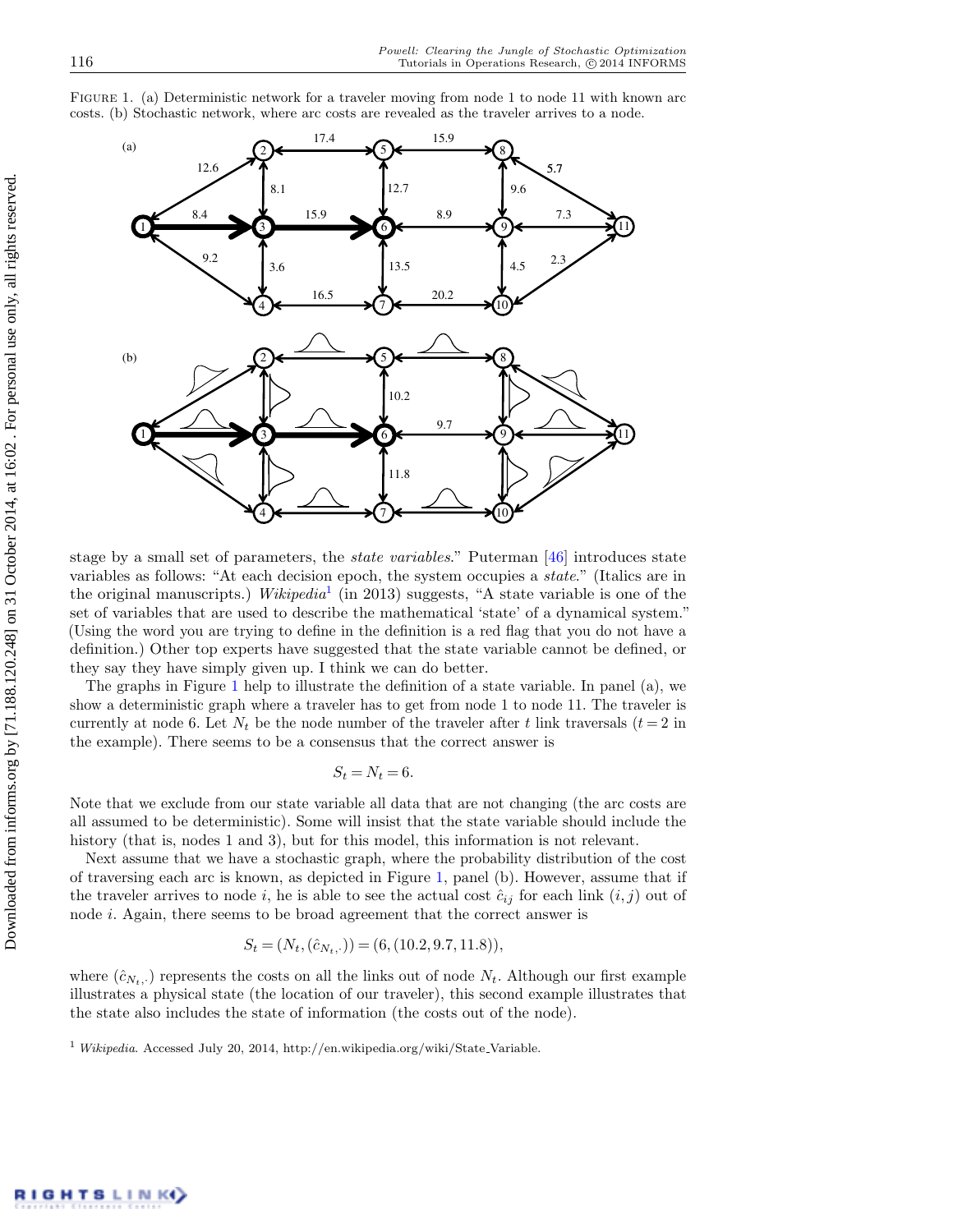FIGURE 1. (a) Deterministic network for a traveler moving from node 1 to node 11 with known arc costs. (b) Stochastic network, where arc costs are revealed as the traveler arrives to a node.

stage by a small set of parameters, the *state variables*." Puterman [46] introduces state variables as follows: "At each decision epoch, the system occupies a *state*." (Italics are in the original manuscripts.) *Wikipedia*[1] (in 2013) suggests, "A state variable is one of the set of variables that are used to describe the mathematical 'state' of a dynamical system." (Using the word you are trying to define in the definition is a red flag that you do not have a definition.) Other top experts have suggested that the state variable cannot be defined, or they say they have simply given up. I think we can do better.

The graphs in Figure 1 help to illustrate the definition of a state variable. In panel (a), we show a deterministic graph where a traveler has to get from node 1 to node 11. The traveler is currently at node 6. Let $N_t$ be the node number of the traveler after $t$ link traversals ($t = 2$ in the example). There seems to be a consensus that the correct answer is

$$S_t = N_t = 6.$$

Note that we exclude from our state variable all data that are not changing (the arc costs are all assumed to be deterministic). Some will insist that the state variable should include the history (that is, nodes 1 and 3), but for this model, this information is not relevant.

Next assume that we have a stochastic graph, where the probability distribution of the cost of traversing each arc is known, as depicted in Figure 1, panel (b). However, assume that if the traveler arrives to node $i$, he is able to see the actual cost $\hat{c}_{ij}$ for each link $(i,j)$ out of node $i$. Again, there seems to be broad agreement that the correct answer is

$$S_t = (N_t, (\hat{c}_{N_t,\cdot})) = (6, (10.2, 9.7, 11.8)),$$

where $(\hat{c}_{N_t,\cdot})$ represents the costs on all the links out of node $N_t$. Although our first example illustrates a physical state (the location of our traveler), this second example illustrates that the state also includes the state of information (the costs out of the node).

[1] *Wikipedia*. Accessed July 20, 2014, http://en.wikipedia.org/wiki/State_Variable.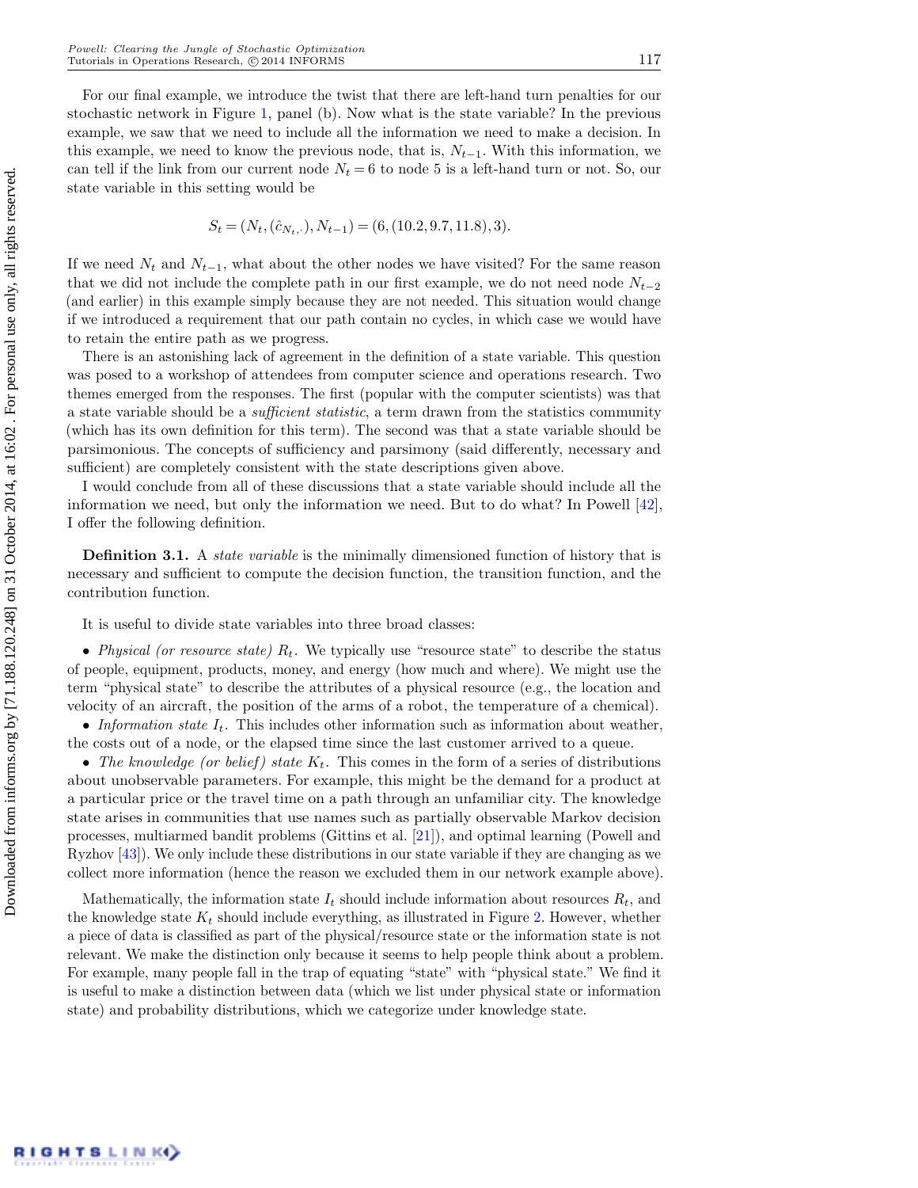For our final example, we introduce the twist that there are left-hand turn penalties for our stochastic network in Figure 1, panel (b). Now what is the state variable? In the previous example, we saw that we need to include all the information we need to make a decision. In this example, we need to know the previous node, that is, $N_{t-1}$. With this information, we can tell if the link from our current node $N_t = 6$ to node 5 is a left-hand turn or not. So, our state variable in this setting would be

$$S_t = (N_t, (\hat{c}_{N_t,\cdot}), N_{t-1}) = (6, (10.2, 9.7, 11.8), 3).$$

If we need $N_t$ and $N_{t-1}$, what about the other nodes we have visited? For the same reason that we did not include the complete path in our first example, we do not need node $N_{t-2}$ (and earlier) in this example simply because they are not needed. This situation would change if we introduced a requirement that our path contain no cycles, in which case we would have to retain the entire path as we progress.

There is an astonishing lack of agreement in the definition of a state variable. This question was posed to a workshop of attendees from computer science and operations research. Two themes emerged from the responses. The first (popular with the computer scientists) was that a state variable should be a *sufficient statistic*, a term drawn from the statistics community (which has its own definition for this term). The second was that a state variable should be parsimonious. The concepts of sufficiency and parsimony (said differently, necessary and sufficient) are completely consistent with the state descriptions given above.

I would conclude from all of these discussions that a state variable should include all the information we need, but only the information we need. But to do what? In Powell [42], I offer the following definition.

**Definition 3.1.** A *state variable* is the minimally dimensioned function of history that is necessary and sufficient to compute the decision function, the transition function, and the contribution function.

It is useful to divide state variables into three broad classes:

- *Physical (or resource state)* $R_t$. We typically use "resource state" to describe the status of people, equipment, products, money, and energy (how much and where). We might use the term "physical state" to describe the attributes of a physical resource (e.g., the location and velocity of an aircraft, the position of the arms of a robot, the temperature of a chemical).
- *Information state* $I_t$. This includes other information such as information about weather, the costs out of a node, or the elapsed time since the last customer arrived to a queue.
- *The knowledge (or belief) state* $K_t$. This comes in the form of a series of distributions about unobservable parameters. For example, this might be the demand for a product at a particular price or the travel time on a path through an unfamiliar city. The knowledge state arises in communities that use names such as partially observable Markov decision processes, multiarmed bandit problems (Gittins et al. [21]), and optimal learning (Powell and Ryzhov [43]). We only include these distributions in our state variable if they are changing as we collect more information (hence the reason we excluded them in our network example above).

Mathematically, the information state $I_t$ should include information about resources $R_t$, and the knowledge state $K_t$ should include everything, as illustrated in Figure 2. However, whether a piece of data is classified as part of the physical/resource state or the information state is not relevant. We make the distinction only because it seems to help people think about a problem. For example, many people fall in the trap of equating "state" with "physical state." We find it is useful to make a distinction between data (which we list under physical state or information state) and probability distributions, which we categorize under knowledge state.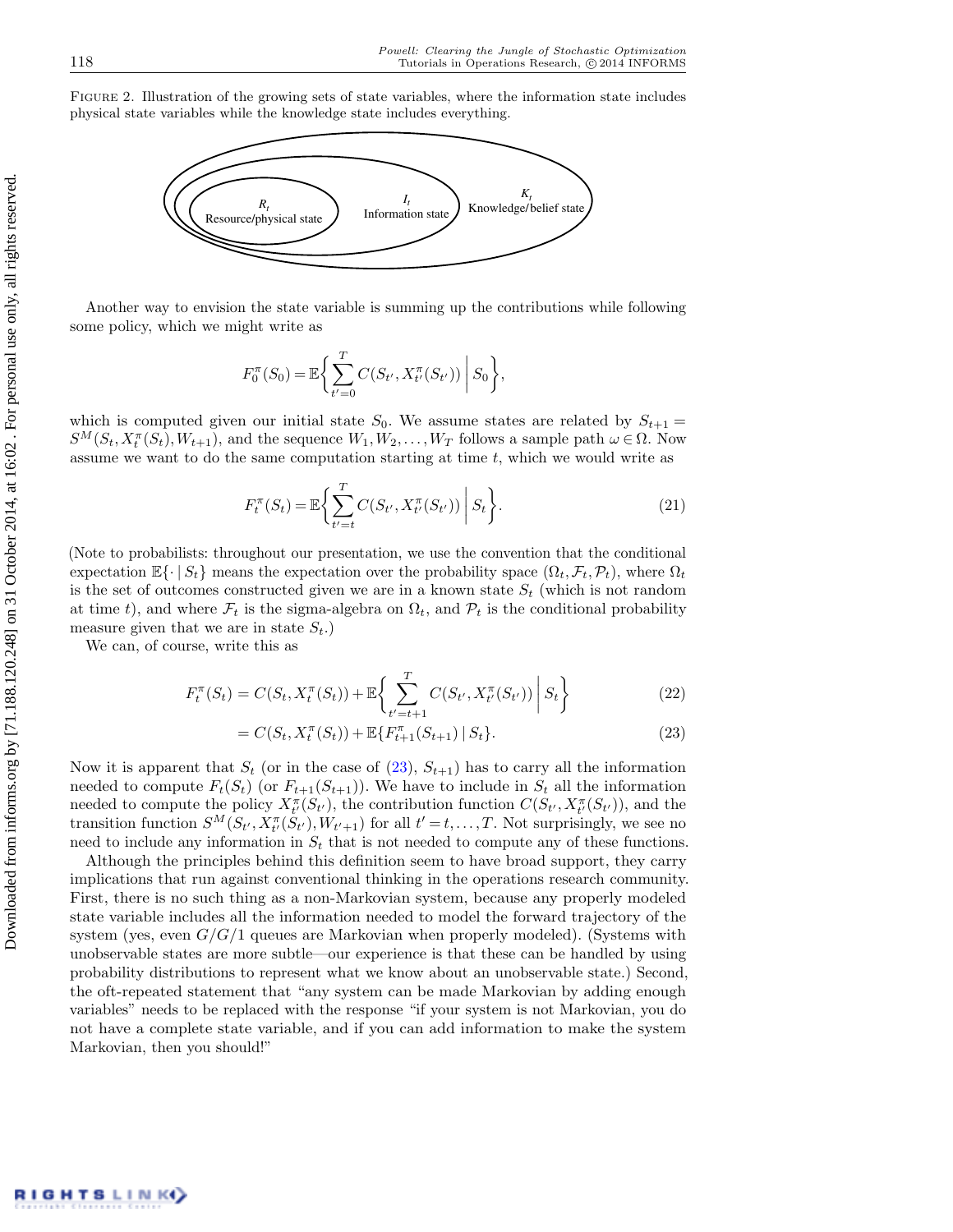Figure 2. Illustration of the growing sets of state variables, where the information state includes physical state variables while the knowledge state includes everything.

$R_t$ Resource/physical state

$I_t$ Information state

$K_t$ Knowledge/belief state

Another way to envision the state variable is summing up the contributions while following some policy, which we might write as

$$F_0^\pi(S_0) = \mathbb{E}\left\{ \sum_{t'=0}^{T} C(S_{t'}, X_{t'}^\pi(S_{t'})) \,\middle|\, S_0 \right\},$$

which is computed given our initial state $S_0$. We assume states are related by $S_{t+1} = S^M(S_t, X_t^\pi(S_t), W_{t+1})$, and the sequence $W_1, W_2, \ldots, W_T$ follows a sample path $\omega \in \Omega$. Now assume we want to do the same computation starting at time $t$, which we would write as

$$F_t^\pi(S_t) = \mathbb{E}\left\{ \sum_{t'=t}^{T} C(S_{t'}, X_{t'}^\pi(S_{t'})) \,\middle|\, S_t \right\}. \tag{21}$$

(Note to probabilists: throughout our presentation, we use the convention that the conditional expectation $\mathbb{E}\{\cdot \mid S_t\}$ means the expectation over the probability space $(\Omega_t, \mathcal{F}_t, \mathcal{P}_t)$, where $\Omega_t$ is the set of outcomes constructed given we are in a known state $S_t$ (which is not random at time $t$), and where $\mathcal{F}_t$ is the sigma-algebra on $\Omega_t$, and $\mathcal{P}_t$ is the conditional probability measure given that we are in state $S_t$.)

We can, of course, write this as

$$F_t^\pi(S_t) = C(S_t, X_t^\pi(S_t)) + \mathbb{E}\left\{ \sum_{t'=t+1}^{T} C(S_{t'}, X_{t'}^\pi(S_{t'})) \,\middle|\, S_t \right\} \tag{22}$$

$$= C(S_t, X_t^\pi(S_t)) + \mathbb{E}\{F_{t+1}^\pi(S_{t+1}) \mid S_t\}. \tag{23}$$

Now it is apparent that $S_t$ (or in the case of (23), $S_{t+1}$) has to carry all the information needed to compute $F_t(S_t)$ (or $F_{t+1}(S_{t+1})$). We have to include in $S_t$ all the information needed to compute the policy $X_{t'}^\pi(S_{t'})$, the contribution function $C(S_{t'}, X_{t'}^\pi(S_{t'}))$, and the transition function $S^M(S_{t'}, X_{t'}^\pi(S_{t'}), W_{t'+1})$ for all $t' = t, \ldots, T$. Not surprisingly, we see no need to include any information in $S_t$ that is not needed to compute any of these functions.

Although the principles behind this definition seem to have broad support, they carry implications that run against conventional thinking in the operations research community. First, there is no such thing as a non-Markovian system, because any properly modeled state variable includes all the information needed to model the forward trajectory of the system (yes, even $G/G/1$ queues are Markovian when properly modeled). (Systems with unobservable states are more subtle—our experience is that these can be handled by using probability distributions to represent what we know about an unobservable state.) Second, the oft-repeated statement that "any system can be made Markovian by adding enough variables" needs to be replaced with the response "if your system is not Markovian, you do not have a complete state variable, and if you can add information to make the system Markovian, then you should!"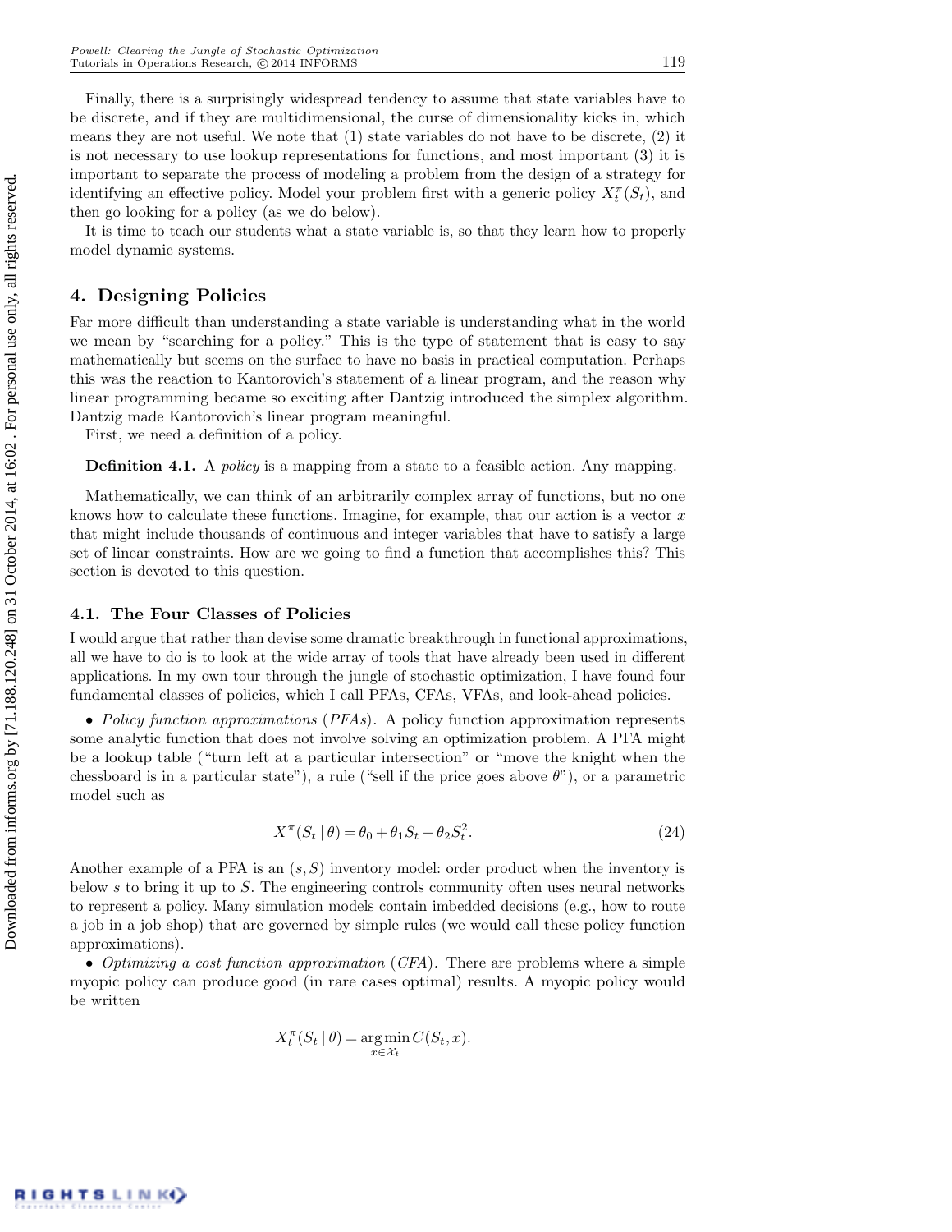Finally, there is a surprisingly widespread tendency to assume that state variables have to be discrete, and if they are multidimensional, the curse of dimensionality kicks in, which means they are not useful. We note that (1) state variables do not have to be discrete, (2) it is not necessary to use lookup representations for functions, and most important (3) it is important to separate the process of modeling a problem from the design of a strategy for identifying an effective policy. Model your problem first with a generic policy $X_t^\pi(S_t)$, and then go looking for a policy (as we do below).

It is time to teach our students what a state variable is, so that they learn how to properly model dynamic systems.

## 4. Designing Policies

Far more difficult than understanding a state variable is understanding what in the world we mean by "searching for a policy." This is the type of statement that is easy to say mathematically but seems on the surface to have no basis in practical computation. Perhaps this was the reaction to Kantorovich's statement of a linear program, and the reason why linear programming became so exciting after Dantzig introduced the simplex algorithm. Dantzig made Kantorovich's linear program meaningful.

First, we need a definition of a policy.

**Definition 4.1.** A *policy* is a mapping from a state to a feasible action. Any mapping.

Mathematically, we can think of an arbitrarily complex array of functions, but no one knows how to calculate these functions. Imagine, for example, that our action is a vector $x$ that might include thousands of continuous and integer variables that have to satisfy a large set of linear constraints. How are we going to find a function that accomplishes this? This section is devoted to this question.

### 4.1. The Four Classes of Policies

I would argue that rather than devise some dramatic breakthrough in functional approximations, all we have to do is to look at the wide array of tools that have already been used in different applications. In my own tour through the jungle of stochastic optimization, I have found four fundamental classes of policies, which I call PFAs, CFAs, VFAs, and look-ahead policies.

- *Policy function approximations* (*PFAs*). A policy function approximation represents some analytic function that does not involve solving an optimization problem. A PFA might be a lookup table ("turn left at a particular intersection" or "move the knight when the chessboard is in a particular state"), a rule ("sell if the price goes above $\theta$"), or a parametric model such as

$$X^\pi(S_t \mid \theta) = \theta_0 + \theta_1 S_t + \theta_2 S_t^2. \tag{24}$$

Another example of a PFA is an $(s, S)$ inventory model: order product when the inventory is below $s$ to bring it up to $S$. The engineering controls community often uses neural networks to represent a policy. Many simulation models contain imbedded decisions (e.g., how to route a job in a job shop) that are governed by simple rules (we would call these policy function approximations).

- *Optimizing a cost function approximation* (*CFA*). There are problems where a simple myopic policy can produce good (in rare cases optimal) results. A myopic policy would be written

$$X_t^\pi(S_t \mid \theta) = \arg\min_{x \in \mathcal{X}_t} C(S_t, x).$$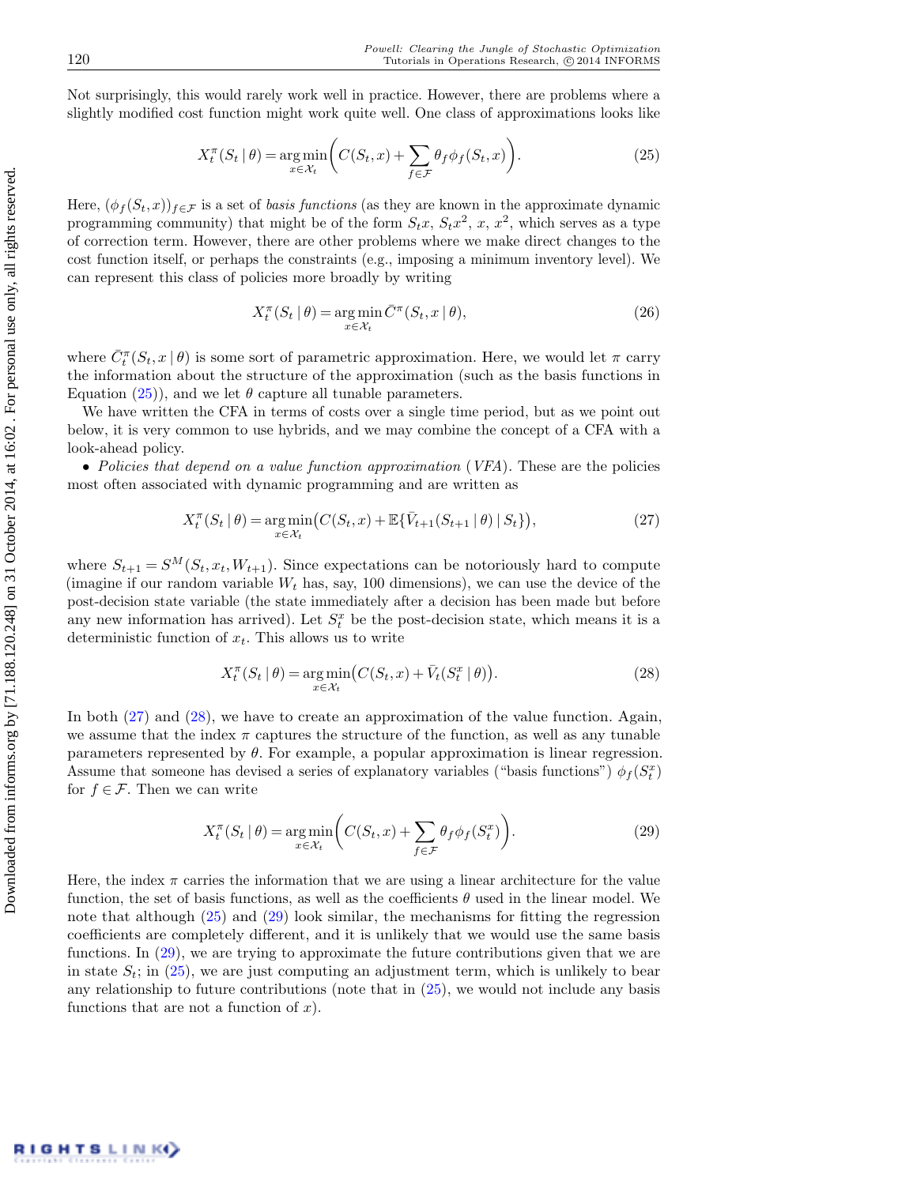Not surprisingly, this would rarely work well in practice. However, there are problems where a slightly modified cost function might work quite well. One class of approximations looks like

$$X_t^\pi(S_t \mid \theta) = \arg\min_{x \in \mathcal{X}_t} \left( C(S_t, x) + \sum_{f \in \mathcal{F}} \theta_f \phi_f(S_t, x) \right). \tag{25}$$

Here, $(\phi_f(S_t, x))_{f \in \mathcal{F}}$ is a set of *basis functions* (as they are known in the approximate dynamic programming community) that might be of the form $S_t x$, $S_t x^2$, $x$, $x^2$, which serves as a type of correction term. However, there are other problems where we make direct changes to the cost function itself, or perhaps the constraints (e.g., imposing a minimum inventory level). We can represent this class of policies more broadly by writing

$$X_t^\pi(S_t \mid \theta) = \arg\min_{x \in \mathcal{X}_t} \bar{C}^\pi(S_t, x \mid \theta), \tag{26}$$

where $\bar{C}_t^\pi(S_t, x \mid \theta)$ is some sort of parametric approximation. Here, we would let $\pi$ carry the information about the structure of the approximation (such as the basis functions in Equation (25)), and we let $\theta$ capture all tunable parameters.

We have written the CFA in terms of costs over a single time period, but as we point out below, it is very common to use hybrids, and we may combine the concept of a CFA with a look-ahead policy.

- *Policies that depend on a value function approximation* (*VFA*). These are the policies most often associated with dynamic programming and are written as

$$X_t^\pi(S_t \mid \theta) = \arg\min_{x \in \mathcal{X}_t} \big( C(S_t, x) + \mathbb{E}\{\bar{V}_{t+1}(S_{t+1} \mid \theta) \mid S_t\} \big), \tag{27}$$

where $S_{t+1} = S^M(S_t, x_t, W_{t+1})$. Since expectations can be notoriously hard to compute (imagine if our random variable $W_t$ has, say, 100 dimensions), we can use the device of the post-decision state variable (the state immediately after a decision has been made but before any new information has arrived). Let $S_t^x$ be the post-decision state, which means it is a deterministic function of $x_t$. This allows us to write

$$X_t^\pi(S_t \mid \theta) = \arg\min_{x \in \mathcal{X}_t} \big( C(S_t, x) + \bar{V}_t(S_t^x \mid \theta) \big). \tag{28}$$

In both (27) and (28), we have to create an approximation of the value function. Again, we assume that the index $\pi$ captures the structure of the function, as well as any tunable parameters represented by $\theta$. For example, a popular approximation is linear regression. Assume that someone has devised a series of explanatory variables ("basis functions") $\phi_f(S_t^x)$ for $f \in \mathcal{F}$. Then we can write

$$X_t^\pi(S_t \mid \theta) = \arg\min_{x \in \mathcal{X}_t} \left( C(S_t, x) + \sum_{f \in \mathcal{F}} \theta_f \phi_f(S_t^x) \right). \tag{29}$$

Here, the index $\pi$ carries the information that we are using a linear architecture for the value function, the set of basis functions, as well as the coefficients $\theta$ used in the linear model. We note that although (25) and (29) look similar, the mechanisms for fitting the regression coefficients are completely different, and it is unlikely that we would use the same basis functions. In (29), we are trying to approximate the future contributions given that we are in state $S_t$; in (25), we are just computing an adjustment term, which is unlikely to bear any relationship to future contributions (note that in (25), we would not include any basis functions that are not a function of $x$).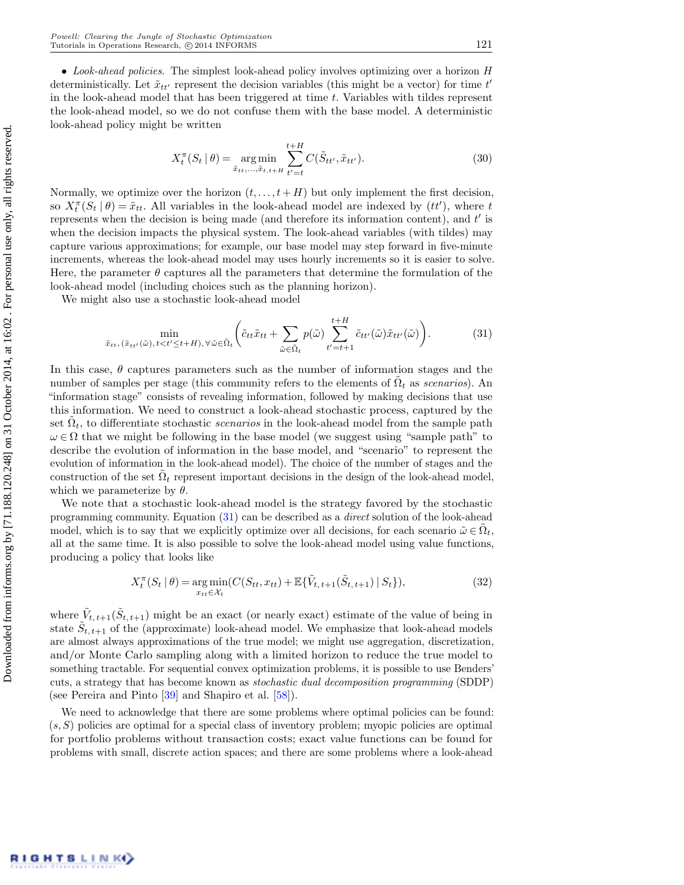- *Look-ahead policies.* The simplest look-ahead policy involves optimizing over a horizon $H$ deterministically. Let $\tilde{x}_{tt'}$ represent the decision variables (this might be a vector) for time $t'$ in the look-ahead model that has been triggered at time $t$. Variables with tildes represent the look-ahead model, so we do not confuse them with the base model. A deterministic look-ahead policy might be written

$$X_t^{\pi}(S_t \mid \theta) = \operatorname*{arg\,min}_{\tilde{x}_{tt}, \ldots, \tilde{x}_{t,t+H}} \sum_{t'=t}^{t+H} C(\tilde{S}_{tt'}, \tilde{x}_{tt'}). \tag{30}$$

Normally, we optimize over the horizon $(t, \ldots, t+H)$ but only implement the first decision, so $X_t^{\pi}(S_t \mid \theta) = \tilde{x}_{tt}$. All variables in the look-ahead model are indexed by $(tt')$, where $t$ represents when the decision is being made (and therefore its information content), and $t'$ is when the decision impacts the physical system. The look-ahead variables (with tildes) may capture various approximations; for example, our base model may step forward in five-minute increments, whereas the look-ahead model may uses hourly increments so it is easier to solve. Here, the parameter $\theta$ captures all the parameters that determine the formulation of the look-ahead model (including choices such as the planning horizon).

We might also use a stochastic look-ahead model

$$\min_{\tilde{x}_{tt}, (\tilde{x}_{tt'}(\tilde{\omega}), t < t' \leq t+H), \forall \tilde{\omega} \in \tilde{\Omega}_t} \left( \tilde{c}_{tt} \tilde{x}_{tt} + \sum_{\tilde{\omega} \in \tilde{\Omega}_t} p(\tilde{\omega}) \sum_{t'=t+1}^{t+H} \tilde{c}_{tt'}(\tilde{\omega}) \tilde{x}_{tt'}(\tilde{\omega}) \right). \tag{31}$$

In this case, $\theta$ captures parameters such as the number of information stages and the number of samples per stage (this community refers to the elements of $\tilde{\Omega}_t$ as *scenarios*). An "information stage" consists of revealing information, followed by making decisions that use this information. We need to construct a look-ahead stochastic process, captured by the set $\tilde{\Omega}_t$, to differentiate stochastic *scenarios* in the look-ahead model from the sample path $\omega \in \Omega$ that we might be following in the base model (we suggest using "sample path" to describe the evolution of information in the base model, and "scenario" to represent the evolution of information in the look-ahead model). The choice of the number of stages and the construction of the set $\tilde{\Omega}_t$ represent important decisions in the design of the look-ahead model, which we parameterize by $\theta$.

We note that a stochastic look-ahead model is the strategy favored by the stochastic programming community. Equation (31) can be described as a *direct* solution of the look-ahead model, which is to say that we explicitly optimize over all decisions, for each scenario $\tilde{\omega} \in \tilde{\Omega}_t$, all at the same time. It is also possible to solve the look-ahead model using value functions, producing a policy that looks like

$$X_t^{\pi}(S_t \mid \theta) = \operatorname*{arg\,min}_{x_{tt} \in \mathcal{X}_t} (C(S_{tt}, x_{tt}) + \mathbb{E}\{\tilde{V}_{t,t+1}(\tilde{S}_{t,t+1}) \mid S_t\}), \tag{32}$$

where $\tilde{V}_{t,t+1}(\tilde{S}_{t,t+1})$ might be an exact (or nearly exact) estimate of the value of being in state $\tilde{S}_{t,t+1}$ of the (approximate) look-ahead model. We emphasize that look-ahead models are almost always approximations of the true model; we might use aggregation, discretization, and/or Monte Carlo sampling along with a limited horizon to reduce the true model to something tractable. For sequential convex optimization problems, it is possible to use Benders' cuts, a strategy that has become known as *stochastic dual decomposition programming* (SDDP) (see Pereira and Pinto [39] and Shapiro et al. [58]).

We need to acknowledge that there are some problems where optimal policies can be found: $(s, S)$ policies are optimal for a special class of inventory problem; myopic policies are optimal for portfolio problems without transaction costs; exact value functions can be found for problems with small, discrete action spaces; and there are some problems where a look-ahead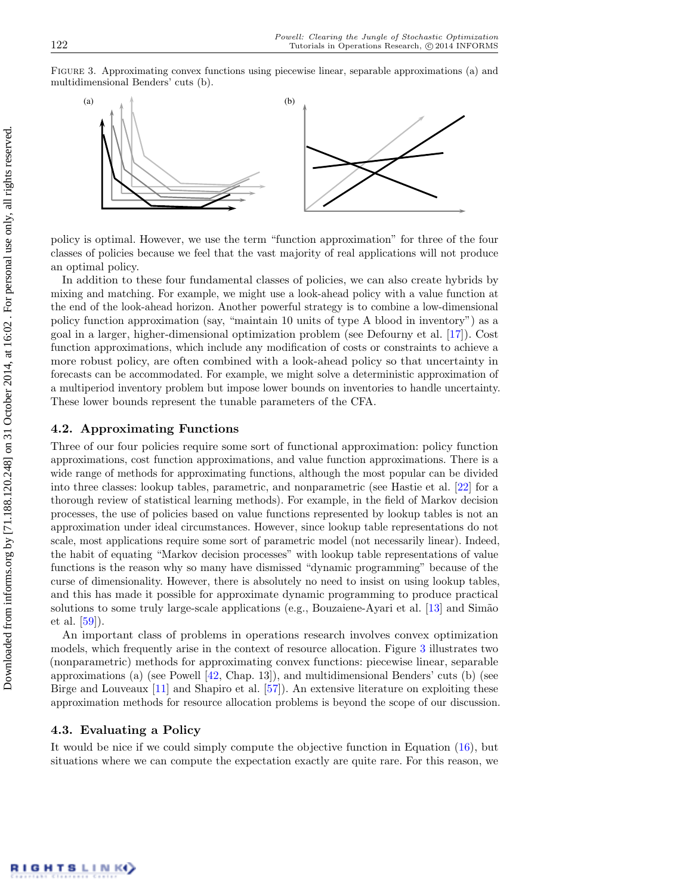Figure 3. Approximating convex functions using piecewise linear, separable approximations (a) and multidimensional Benders' cuts (b).

(a)

(b)

policy is optimal. However, we use the term "function approximation" for three of the four classes of policies because we feel that the vast majority of real applications will not produce an optimal policy.

In addition to these four fundamental classes of policies, we can also create hybrids by mixing and matching. For example, we might use a look-ahead policy with a value function at the end of the look-ahead horizon. Another powerful strategy is to combine a low-dimensional policy function approximation (say, "maintain 10 units of type A blood in inventory") as a goal in a larger, higher-dimensional optimization problem (see Defourny et al. [17]). Cost function approximations, which include any modification of costs or constraints to achieve a more robust policy, are often combined with a look-ahead policy so that uncertainty in forecasts can be accommodated. For example, we might solve a deterministic approximation of a multiperiod inventory problem but impose lower bounds on inventories to handle uncertainty. These lower bounds represent the tunable parameters of the CFA.

## 4.2. Approximating Functions

Three of our four policies require some sort of functional approximation: policy function approximations, cost function approximations, and value function approximations. There is a wide range of methods for approximating functions, although the most popular can be divided into three classes: lookup tables, parametric, and nonparametric (see Hastie et al. [22] for a thorough review of statistical learning methods). For example, in the field of Markov decision processes, the use of policies based on value functions represented by lookup tables is not an approximation under ideal circumstances. However, since lookup table representations do not scale, most applications require some sort of parametric model (not necessarily linear). Indeed, the habit of equating "Markov decision processes" with lookup table representations of value functions is the reason why so many have dismissed "dynamic programming" because of the curse of dimensionality. However, there is absolutely no need to insist on using lookup tables, and this has made it possible for approximate dynamic programming to produce practical solutions to some truly large-scale applications (e.g., Bouzaiene-Ayari et al. [13] and Simão et al. [59]).

An important class of problems in operations research involves convex optimization models, which frequently arise in the context of resource allocation. Figure 3 illustrates two (nonparametric) methods for approximating convex functions: piecewise linear, separable approximations (a) (see Powell [42, Chap. 13]), and multidimensional Benders' cuts (b) (see Birge and Louveaux [11] and Shapiro et al. [57]). An extensive literature on exploiting these approximation methods for resource allocation problems is beyond the scope of our discussion.

## 4.3. Evaluating a Policy

It would be nice if we could simply compute the objective function in Equation (16), but situations where we can compute the expectation exactly are quite rare. For this reason, we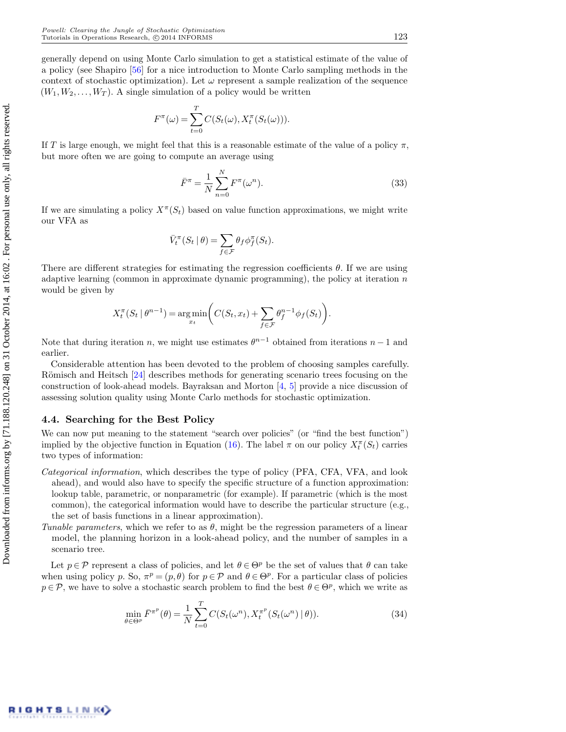generally depend on using Monte Carlo simulation to get a statistical estimate of the value of a policy (see Shapiro [56] for a nice introduction to Monte Carlo sampling methods in the context of stochastic optimization). Let $\omega$ represent a sample realization of the sequence $(W_1, W_2, \ldots, W_T)$. A single simulation of a policy would be written

$$F^\pi(\omega) = \sum_{t=0}^{T} C(S_t(\omega), X_t^\pi(S_t(\omega))).$$

If $T$ is large enough, we might feel that this is a reasonable estimate of the value of a policy $\pi$, but more often we are going to compute an average using

$$\bar{F}^\pi = \frac{1}{N}\sum_{n=0}^{N} F^\pi(\omega^n). \tag{33}$$

If we are simulating a policy $X^\pi(S_t)$ based on value function approximations, we might write our VFA as

$$\bar{V}_t^\pi(S_t \mid \theta) = \sum_{f\in\mathcal{F}} \theta_f \phi_f^\pi(S_t).$$

There are different strategies for estimating the regression coefficients $\theta$. If we are using adaptive learning (common in approximate dynamic programming), the policy at iteration $n$ would be given by

$$X_t^\pi(S_t \mid \theta^{n-1}) = \arg\min_{x_t}\bigg(C(S_t, x_t) + \sum_{f\in\mathcal{F}} \theta_f^{n-1}\phi_f(S_t)\bigg).$$

Note that during iteration $n$, we might use estimates $\theta^{n-1}$ obtained from iterations $n-1$ and earlier.

Considerable attention has been devoted to the problem of choosing samples carefully. Römisch and Heitsch [24] describes methods for generating scenario trees focusing on the construction of look-ahead models. Bayraksan and Morton [4, 5] provide a nice discussion of assessing solution quality using Monte Carlo methods for stochastic optimization.

### 4.4. Searching for the Best Policy

We can now put meaning to the statement "search over policies" (or "find the best function") implied by the objective function in Equation (16). The label $\pi$ on our policy $X_t^\pi(S_t)$ carries two types of information:

*Categorical information*, which describes the type of policy (PFA, CFA, VFA, and look ahead), and would also have to specify the specific structure of a function approximation: lookup table, parametric, or nonparametric (for example). If parametric (which is the most common), the categorical information would have to describe the particular structure (e.g., the set of basis functions in a linear approximation).

*Tunable parameters*, which we refer to as $\theta$, might be the regression parameters of a linear model, the planning horizon in a look-ahead policy, and the number of samples in a scenario tree.

Let $p \in \mathcal{P}$ represent a class of policies, and let $\theta \in \Theta^p$ be the set of values that $\theta$ can take when using policy $p$. So, $\pi^p = (p, \theta)$ for $p \in \mathcal{P}$ and $\theta \in \Theta^p$. For a particular class of policies $p \in \mathcal{P}$, we have to solve a stochastic search problem to find the best $\theta \in \Theta^p$, which we write as

$$\min_{\theta\in\Theta^p} \bar{F}^{\pi^p}(\theta) = \frac{1}{N}\sum_{t=0}^{T} C(S_t(\omega^n), X_t^{\pi^p}(S_t(\omega^n) \mid \theta)). \tag{34}$$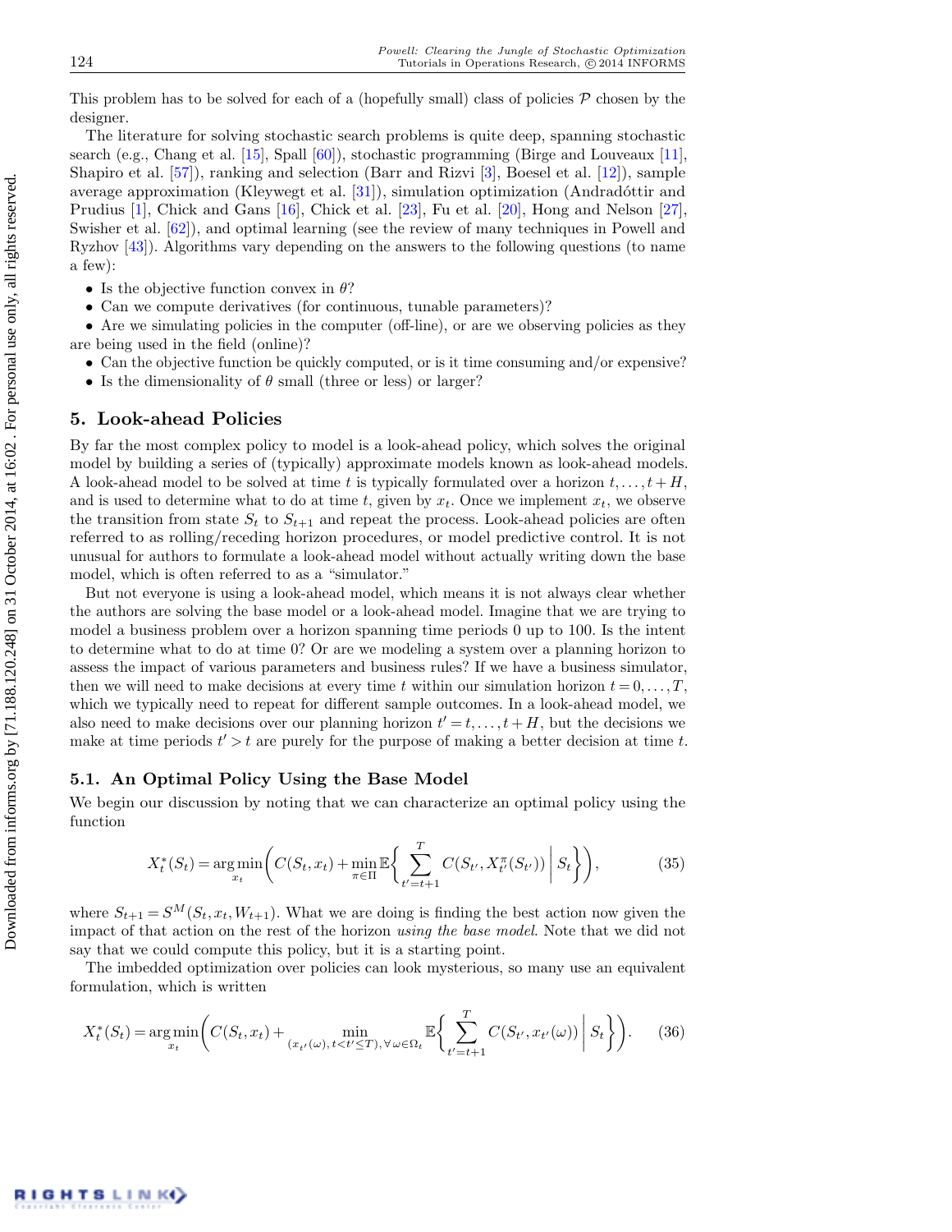This problem has to be solved for each of a (hopefully small) class of policies $\mathcal{P}$ chosen by the designer.

The literature for solving stochastic search problems is quite deep, spanning stochastic search (e.g., Chang et al. [15], Spall [60]), stochastic programming (Birge and Louveaux [11], Shapiro et al. [57]), ranking and selection (Barr and Rizvi [3], Boesel et al. [12]), sample average approximation (Kleywegt et al. [31]), simulation optimization (Andradóttir and Prudius [1], Chick and Gans [16], Chick et al. [23], Fu et al. [20], Hong and Nelson [27], Swisher et al. [62]), and optimal learning (see the review of many techniques in Powell and Ryzhov [43]). Algorithms vary depending on the answers to the following questions (to name a few):

- Is the objective function convex in $\theta$?
- Can we compute derivatives (for continuous, tunable parameters)?
- Are we simulating policies in the computer (off-line), or are we observing policies as they are being used in the field (online)?
- Can the objective function be quickly computed, or is it time consuming and/or expensive?
- Is the dimensionality of $\theta$ small (three or less) or larger?

## 5. Look-ahead Policies

By far the most complex policy to model is a look-ahead policy, which solves the original model by building a series of (typically) approximate models known as look-ahead models. A look-ahead model to be solved at time $t$ is typically formulated over a horizon $t, \ldots, t+H$, and is used to determine what to do at time $t$, given by $x_t$. Once we implement $x_t$, we observe the transition from state $S_t$ to $S_{t+1}$ and repeat the process. Look-ahead policies are often referred to as rolling/receding horizon procedures, or model predictive control. It is not unusual for authors to formulate a look-ahead model without actually writing down the base model, which is often referred to as a "simulator."

But not everyone is using a look-ahead model, which means it is not always clear whether the authors are solving the base model or a look-ahead model. Imagine that we are trying to model a business problem over a horizon spanning time periods 0 up to 100. Is the intent to determine what to do at time 0? Or are we modeling a system over a planning horizon to assess the impact of various parameters and business rules? If we have a business simulator, then we will need to make decisions at every time $t$ within our simulation horizon $t = 0, \ldots, T$, which we typically need to repeat for different sample outcomes. In a look-ahead model, we also need to make decisions over our planning horizon $t' = t, \ldots, t+H$, but the decisions we make at time periods $t' > t$ are purely for the purpose of making a better decision at time $t$.

### 5.1. An Optimal Policy Using the Base Model

We begin our discussion by noting that we can characterize an optimal policy using the function

$$X_t^*(S_t) = \arg\min_{x_t} \left( C(S_t, x_t) + \min_{\pi \in \Pi} \mathbb{E} \left\{ \sum_{t'=t+1}^{T} C(S_{t'}, X_{t'}^{\pi}(S_{t'})) \,\middle|\, S_t \right\} \right), \tag{35}$$

where $S_{t+1} = S^M(S_t, x_t, W_{t+1})$. What we are doing is finding the best action now given the impact of that action on the rest of the horizon *using the base model*. Note that we did not say that we could compute this policy, but it is a starting point.

The imbedded optimization over policies can look mysterious, so many use an equivalent formulation, which is written

$$X_t^*(S_t) = \arg\min_{x_t} \left( C(S_t, x_t) + \min_{(x_{t'}(\omega),\, t < t' \leq T),\, \forall\, \omega \in \Omega_t} \mathbb{E} \left\{ \sum_{t'=t+1}^{T} C(S_{t'}, x_{t'}(\omega)) \,\middle|\, S_t \right\} \right). \tag{36}$$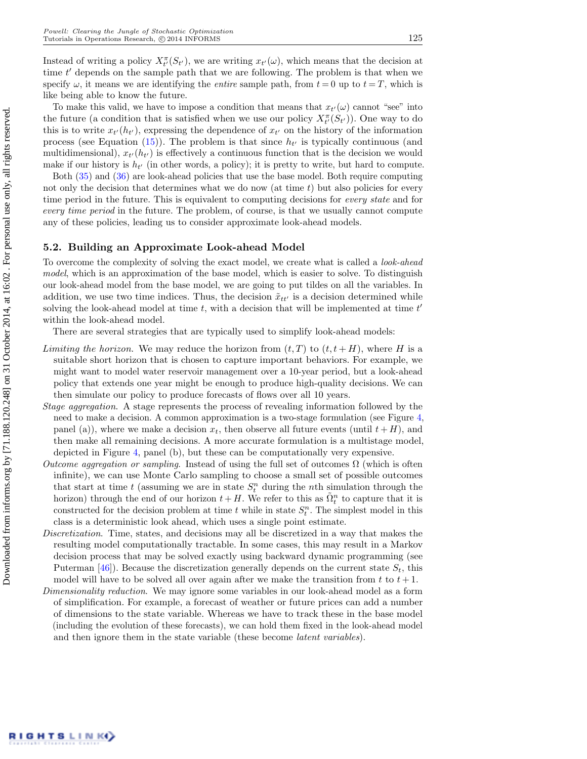Instead of writing a policy $X^{\pi}_{t'}(S_{t'})$, we are writing $x_{t'}(\omega)$, which means that the decision at time $t'$ depends on the sample path that we are following. The problem is that when we specify $\omega$, it means we are identifying the *entire* sample path, from $t = 0$ up to $t = T$, which is like being able to know the future.

To make this valid, we have to impose a condition that means that $x_{t'}(\omega)$ cannot "see" into the future (a condition that is satisfied when we use our policy $X^{\pi}_{t'}(S_{t'})$). One way to do this is to write $x_{t'}(h_{t'})$, expressing the dependence of $x_{t'}$ on the history of the information process (see Equation (15)). The problem is that since $h_{t'}$ is typically continuous (and multidimensional), $x_{t'}(h_{t'})$ is effectively a continuous function that is the decision we would make if our history is $h_{t'}$ (in other words, a policy); it is pretty to write, but hard to compute.

Both (35) and (36) are look-ahead policies that use the base model. Both require computing not only the decision that determines what we do now (at time $t$) but also policies for every time period in the future. This is equivalent to computing decisions for *every state* and for *every time period* in the future. The problem, of course, is that we usually cannot compute any of these policies, leading us to consider approximate look-ahead models.

## 5.2. Building an Approximate Look-ahead Model

To overcome the complexity of solving the exact model, we create what is called a *look-ahead model*, which is an approximation of the base model, which is easier to solve. To distinguish our look-ahead model from the base model, we are going to put tildes on all the variables. In addition, we use two time indices. Thus, the decision $\tilde{x}_{tt'}$ is a decision determined while solving the look-ahead model at time $t$, with a decision that will be implemented at time $t'$ within the look-ahead model.

There are several strategies that are typically used to simplify look-ahead models:

*Limiting the horizon*. We may reduce the horizon from $(t, T)$ to $(t, t+H)$, where $H$ is a suitable short horizon that is chosen to capture important behaviors. For example, we might want to model water reservoir management over a 10-year period, but a look-ahead policy that extends one year might be enough to produce high-quality decisions. We can then simulate our policy to produce forecasts of flows over all 10 years.

*Stage aggregation*. A stage represents the process of revealing information followed by the need to make a decision. A common approximation is a two-stage formulation (see Figure 4, panel (a)), where we make a decision $x_t$, then observe all future events (until $t + H$), and then make all remaining decisions. A more accurate formulation is a multistage model, depicted in Figure 4, panel (b), but these can be computationally very expensive.

*Outcome aggregation or sampling*. Instead of using the full set of outcomes $\Omega$ (which is often infinite), we can use Monte Carlo sampling to choose a small set of possible outcomes that start at time $t$ (assuming we are in state $S^n_t$ during the $n$th simulation through the horizon) through the end of our horizon $t + H$. We refer to this as $\tilde{\Omega}^n_t$ to capture that it is constructed for the decision problem at time $t$ while in state $S^n_t$. The simplest model in this class is a deterministic look ahead, which uses a single point estimate.

*Discretization*. Time, states, and decisions may all be discretized in a way that makes the resulting model computationally tractable. In some cases, this may result in a Markov decision process that may be solved exactly using backward dynamic programming (see Puterman [46]). Because the discretization generally depends on the current state $S_t$, this model will have to be solved all over again after we make the transition from $t$ to $t + 1$.

*Dimensionality reduction*. We may ignore some variables in our look-ahead model as a form of simplification. For example, a forecast of weather or future prices can add a number of dimensions to the state variable. Whereas we have to track these in the base model (including the evolution of these forecasts), we can hold them fixed in the look-ahead model and then ignore them in the state variable (these become *latent variables*).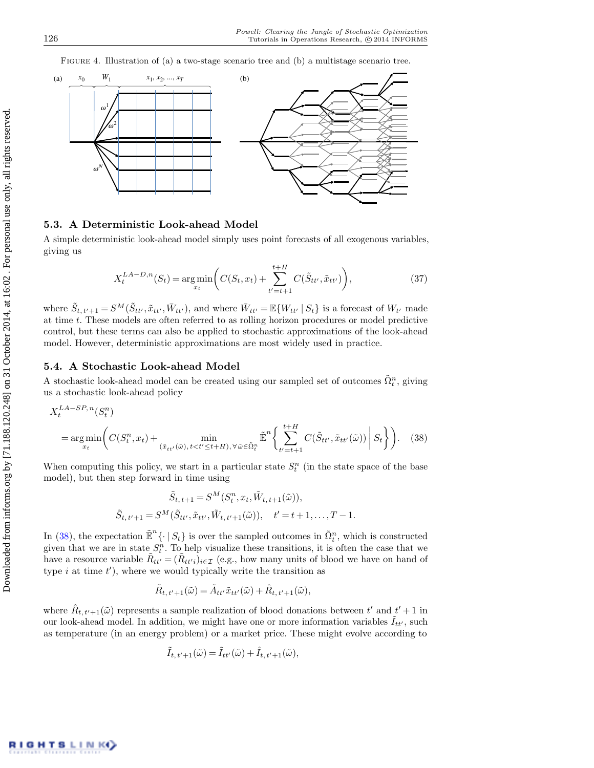FIGURE 4. Illustration of (a) a two-stage scenario tree and (b) a multistage scenario tree.

### 5.3. A Deterministic Look-ahead Model

A simple deterministic look-ahead model simply uses point forecasts of all exogenous variables, giving us

$$X_t^{LA-D,n}(S_t) = \arg\min_{x_t}\left( C(S_t, x_t) + \sum_{t'=t+1}^{t+H} C(\tilde{S}_{tt'}, \tilde{x}_{tt'}) \right), \tag{37}$$

where $\tilde{S}_{t,t'+1} = S^M(\tilde{S}_{tt'}, \tilde{x}_{tt'}, \bar{W}_{tt'})$, and where $\bar{W}_{tt'} = \mathbb{E}\{W_{tt'} \mid S_t\}$ is a forecast of $W_{t'}$ made at time $t$. These models are often referred to as rolling horizon procedures or model predictive control, but these terms can also be applied to stochastic approximations of the look-ahead model. However, deterministic approximations are most widely used in practice.

### 5.4. A Stochastic Look-ahead Model

A stochastic look-ahead model can be created using our sampled set of outcomes $\tilde{\Omega}_t^n$, giving us a stochastic look-ahead policy

$$X_t^{LA-SP,n}(S_t^n)$$
$$= \arg\min_{x_t}\left( C(S_t^n, x_t) + \min_{(\tilde{x}_{tt'}(\tilde{\omega}),\, t<t'\le t+H),\, \forall \tilde{\omega}\in\tilde{\Omega}_t^n} \tilde{\mathbb{E}}^n \left\{ \sum_{t'=t+1}^{t+H} C(\tilde{S}_{tt'}, \tilde{x}_{tt'}(\tilde{\omega})) \,\middle|\, S_t \right\} \right). \tag{38}$$

When computing this policy, we start in a particular state $S_t^n$ (in the state space of the base model), but then step forward in time using

$$\tilde{S}_{t,t+1} = S^M(S_t^n, x_t, \tilde{W}_{t,t+1}(\tilde{\omega})),$$
$$\tilde{S}_{t,t'+1} = S^M(\tilde{S}_{tt'}, \tilde{x}_{tt'}, \tilde{W}_{t,t'+1}(\tilde{\omega})), \quad t' = t+1, \ldots, T-1.$$

In (38), the expectation $\tilde{\mathbb{E}}^n\{\cdot \mid S_t\}$ is over the sampled outcomes in $\tilde{\Omega}_t^n$, which is constructed given that we are in state $S_t^n$. To help visualize these transitions, it is often the case that we have a resource variable $\tilde{R}_{tt'} = (\tilde{R}_{tt'i})_{i\in\mathcal{I}}$ (e.g., how many units of blood we have on hand of type $i$ at time $t'$), where we would typically write the transition as

$$\tilde{R}_{t,t'+1}(\tilde{\omega}) = \tilde{A}_{tt'}\tilde{x}_{tt'}(\tilde{\omega}) + \hat{R}_{t,t'+1}(\tilde{\omega}),$$

where $\hat{R}_{t,t'+1}(\tilde{\omega})$ represents a sample realization of blood donations between $t'$ and $t'+1$ in our look-ahead model. In addition, we might have one or more information variables $\tilde{I}_{tt'}$, such as temperature (in an energy problem) or a market price. These might evolve according to

$$\tilde{I}_{t,t'+1}(\tilde{\omega}) = \tilde{I}_{tt'}(\tilde{\omega}) + \hat{I}_{t,t'+1}(\tilde{\omega}),$$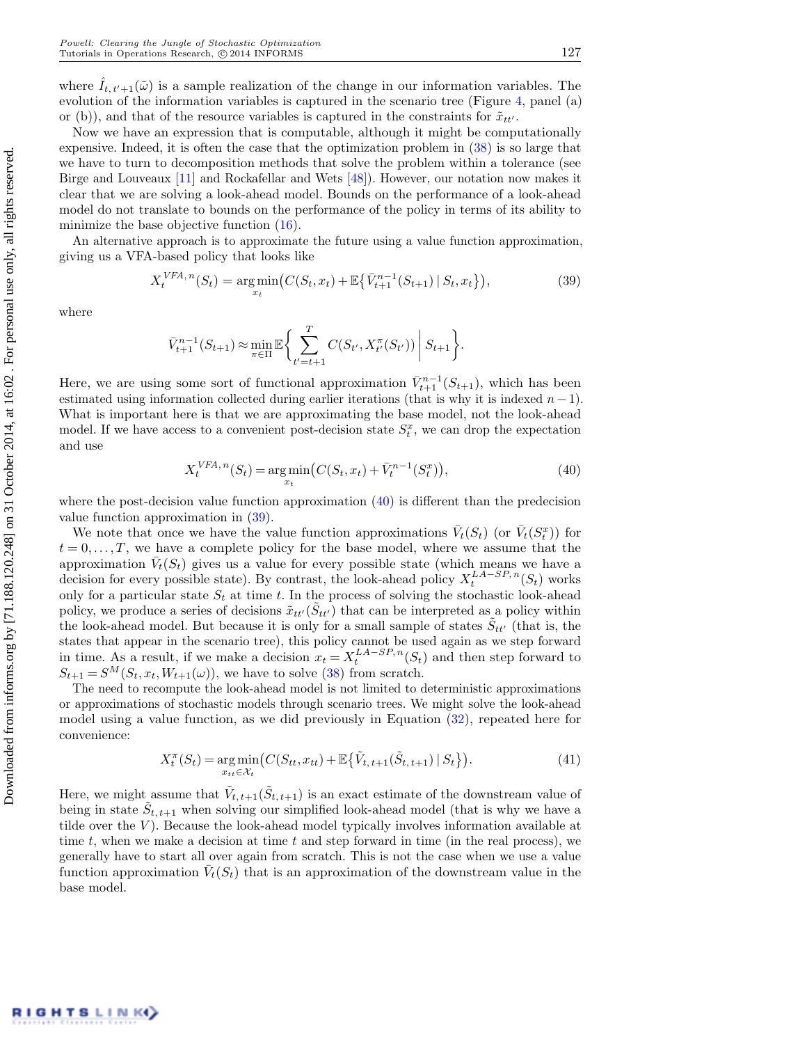where $\hat{I}_{t,t'+1}(\tilde{\omega})$ is a sample realization of the change in our information variables. The evolution of the information variables is captured in the scenario tree (Figure 4, panel (a) or (b)), and that of the resource variables is captured in the constraints for $\tilde{x}_{tt'}$.

Now we have an expression that is computable, although it might be computationally expensive. Indeed, it is often the case that the optimization problem in (38) is so large that we have to turn to decomposition methods that solve the problem within a tolerance (see Birge and Louveaux [11] and Rockafellar and Wets [48]). However, our notation now makes it clear that we are solving a look-ahead model. Bounds on the performance of a look-ahead model do not translate to bounds on the performance of the policy in terms of its ability to minimize the base objective function (16).

An alternative approach is to approximate the future using a value function approximation, giving us a VFA-based policy that looks like

$$X_t^{VFA,n}(S_t) = \arg\min_{x_t}\big(C(S_t, x_t) + \mathbb{E}\{\bar{V}_{t+1}^{n-1}(S_{t+1}) \mid S_t, x_t\}\big), \tag{39}$$

where

$$\bar{V}_{t+1}^{n-1}(S_{t+1}) \approx \min_{\pi \in \Pi} \mathbb{E}\bigg\{\sum_{t'=t+1}^{T} C(S_{t'}, X_{t'}^{\pi}(S_{t'})) \,\bigg|\, S_{t+1}\bigg\}.$$

Here, we are using some sort of functional approximation $\bar{V}_{t+1}^{n-1}(S_{t+1})$, which has been estimated using information collected during earlier iterations (that is why it is indexed $n-1$). What is important here is that we are approximating the base model, not the look-ahead model. If we have access to a convenient post-decision state $S_t^x$, we can drop the expectation and use

$$X_t^{VFA,n}(S_t) = \arg\min_{x_t}\big(C(S_t, x_t) + \bar{V}_t^{n-1}(S_t^x)\big), \tag{40}$$

where the post-decision value function approximation (40) is different than the predecision value function approximation in (39).

We note that once we have the value function approximations $\bar{V}_t(S_t)$ (or $\bar{V}_t(S_t^x)$) for $t = 0, \ldots, T$, we have a complete policy for the base model, where we assume that the approximation $\bar{V}_t(S_t)$ gives us a value for every possible state (which means we have a decision for every possible state). By contrast, the look-ahead policy $X_t^{LA-SP,n}(S_t)$ works only for a particular state $S_t$ at time $t$. In the process of solving the stochastic look-ahead policy, we produce a series of decisions $\tilde{x}_{tt'}(\tilde{S}_{tt'})$ that can be interpreted as a policy within the look-ahead model. But because it is only for a small sample of states $\tilde{S}_{tt'}$ (that is, the states that appear in the scenario tree), this policy cannot be used again as we step forward in time. As a result, if we make a decision $x_t = X_t^{LA-SP,n}(S_t)$ and then step forward to $S_{t+1} = S^M(S_t, x_t, W_{t+1}(\omega))$, we have to solve (38) from scratch.

The need to recompute the look-ahead model is not limited to deterministic approximations or approximations of stochastic models through scenario trees. We might solve the look-ahead model using a value function, as we did previously in Equation (32), repeated here for convenience:

$$X_t^{\pi}(S_t) = \arg\min_{x_{tt} \in \mathcal{X}_t}\big(C(S_{tt}, x_{tt}) + \mathbb{E}\{\tilde{V}_{t,t+1}(\tilde{S}_{t,t+1}) \mid S_t\}\big). \tag{41}$$

Here, we might assume that $\tilde{V}_{t,t+1}(\tilde{S}_{t,t+1})$ is an exact estimate of the downstream value of being in state $\tilde{S}_{t,t+1}$ when solving our simplified look-ahead model (that is why we have a tilde over the $V$). Because the look-ahead model typically involves information available at time $t$, when we make a decision at time $t$ and step forward in time (in the real process), we generally have to start all over again from scratch. This is not the case when we use a value function approximation $\bar{V}_t(S_t)$ that is an approximation of the downstream value in the base model.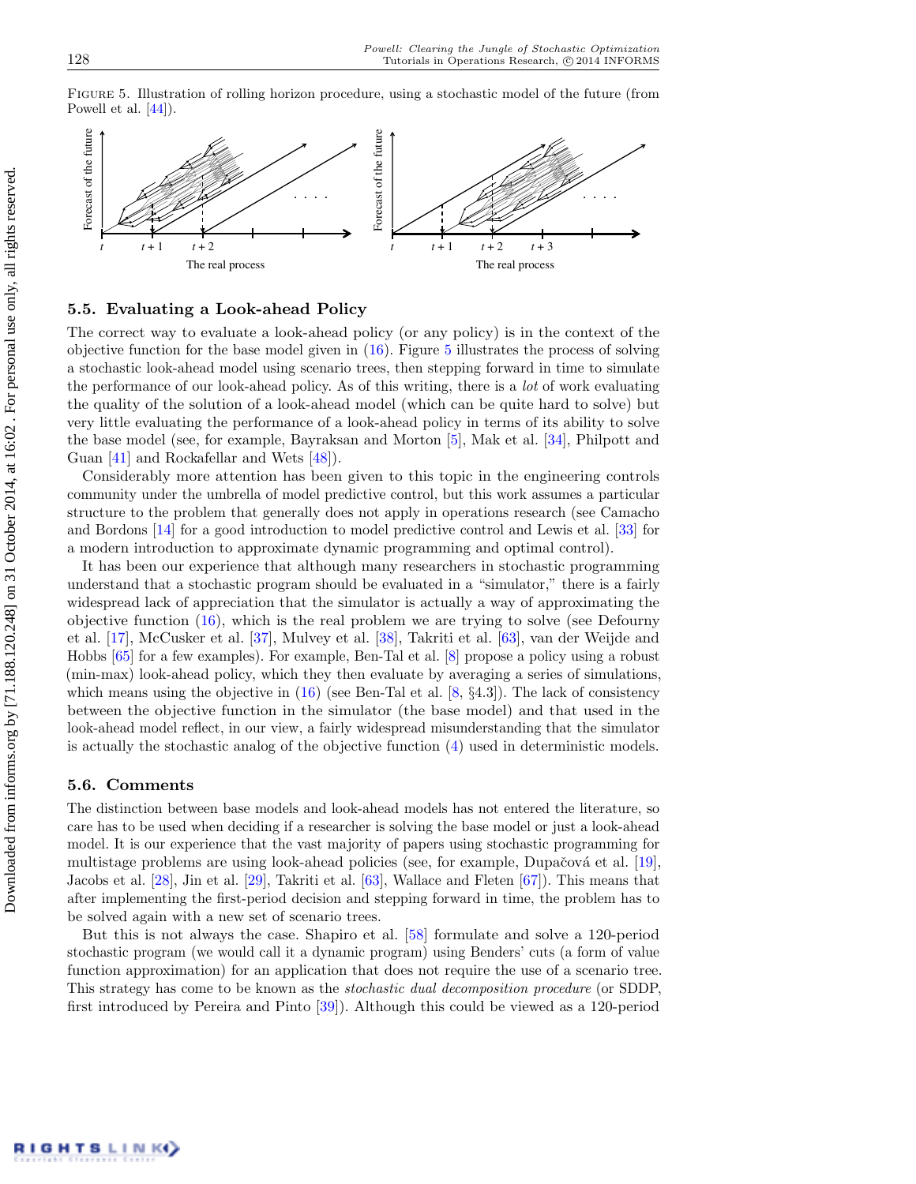Figure 5. Illustration of rolling horizon procedure, using a stochastic model of the future (from Powell et al. [44]).

### 5.5. Evaluating a Look-ahead Policy

The correct way to evaluate a look-ahead policy (or any policy) is in the context of the objective function for the base model given in (16). Figure 5 illustrates the process of solving a stochastic look-ahead model using scenario trees, then stepping forward in time to simulate the performance of our look-ahead policy. As of this writing, there is a *lot* of work evaluating the quality of the solution of a look-ahead model (which can be quite hard to solve) but very little evaluating the performance of a look-ahead policy in terms of its ability to solve the base model (see, for example, Bayraksan and Morton [5], Mak et al. [34], Philpott and Guan [41] and Rockafellar and Wets [48]).

Considerably more attention has been given to this topic in the engineering controls community under the umbrella of model predictive control, but this work assumes a particular structure to the problem that generally does not apply in operations research (see Camacho and Bordons [14] for a good introduction to model predictive control and Lewis et al. [33] for a modern introduction to approximate dynamic programming and optimal control).

It has been our experience that although many researchers in stochastic programming understand that a stochastic program should be evaluated in a "simulator," there is a fairly widespread lack of appreciation that the simulator is actually a way of approximating the objective function (16), which is the real problem we are trying to solve (see Defourny et al. [17], McCusker et al. [37], Mulvey et al. [38], Takriti et al. [63], van der Weijde and Hobbs [65] for a few examples). For example, Ben-Tal et al. [8] propose a policy using a robust (min-max) look-ahead policy, which they then evaluate by averaging a series of simulations, which means using the objective in (16) (see Ben-Tal et al. [8, §4.3]). The lack of consistency between the objective function in the simulator (the base model) and that used in the look-ahead model reflect, in our view, a fairly widespread misunderstanding that the simulator is actually the stochastic analog of the objective function (4) used in deterministic models.

### 5.6. Comments

The distinction between base models and look-ahead models has not entered the literature, so care has to be used when deciding if a researcher is solving the base model or just a look-ahead model. It is our experience that the vast majority of papers using stochastic programming for multistage problems are using look-ahead policies (see, for example, Dupačová et al. [19], Jacobs et al. [28], Jin et al. [29], Takriti et al. [63], Wallace and Fleten [67]). This means that after implementing the first-period decision and stepping forward in time, the problem has to be solved again with a new set of scenario trees.

But this is not always the case. Shapiro et al. [58] formulate and solve a 120-period stochastic program (we would call it a dynamic program) using Benders' cuts (a form of value function approximation) for an application that does not require the use of a scenario tree. This strategy has come to be known as the *stochastic dual decomposition procedure* (or SDDP, first introduced by Pereira and Pinto [39]). Although this could be viewed as a 120-period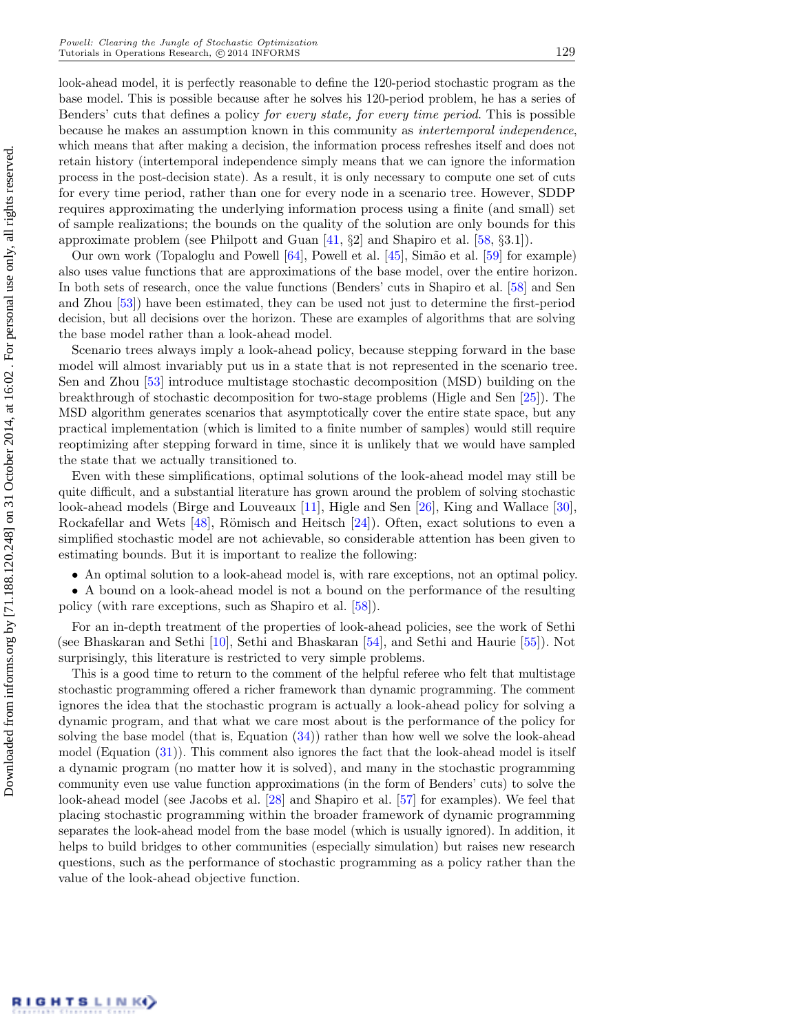look-ahead model, it is perfectly reasonable to define the 120-period stochastic program as the base model. This is possible because after he solves his 120-period problem, he has a series of Benders' cuts that defines a policy *for every state, for every time period*. This is possible because he makes an assumption known in this community as *intertemporal independence*, which means that after making a decision, the information process refreshes itself and does not retain history (intertemporal independence simply means that we can ignore the information process in the post-decision state). As a result, it is only necessary to compute one set of cuts for every time period, rather than one for every node in a scenario tree. However, SDDP requires approximating the underlying information process using a finite (and small) set of sample realizations; the bounds on the quality of the solution are only bounds for this approximate problem (see Philpott and Guan [41, §2] and Shapiro et al. [58, §3.1]).

Our own work (Topaloglu and Powell [64], Powell et al. [45], Simão et al. [59] for example) also uses value functions that are approximations of the base model, over the entire horizon. In both sets of research, once the value functions (Benders' cuts in Shapiro et al. [58] and Sen and Zhou [53]) have been estimated, they can be used not just to determine the first-period decision, but all decisions over the horizon. These are examples of algorithms that are solving the base model rather than a look-ahead model.

Scenario trees always imply a look-ahead policy, because stepping forward in the base model will almost invariably put us in a state that is not represented in the scenario tree. Sen and Zhou [53] introduce multistage stochastic decomposition (MSD) building on the breakthrough of stochastic decomposition for two-stage problems (Higle and Sen [25]). The MSD algorithm generates scenarios that asymptotically cover the entire state space, but any practical implementation (which is limited to a finite number of samples) would still require reoptimizing after stepping forward in time, since it is unlikely that we would have sampled the state that we actually transitioned to.

Even with these simplifications, optimal solutions of the look-ahead model may still be quite difficult, and a substantial literature has grown around the problem of solving stochastic look-ahead models (Birge and Louveaux [11], Higle and Sen [26], King and Wallace [30], Rockafellar and Wets [48], Römisch and Heitsch [24]). Often, exact solutions to even a simplified stochastic model are not achievable, so considerable attention has been given to estimating bounds. But it is important to realize the following:

- An optimal solution to a look-ahead model is, with rare exceptions, not an optimal policy.
- A bound on a look-ahead model is not a bound on the performance of the resulting policy (with rare exceptions, such as Shapiro et al. [58]).

For an in-depth treatment of the properties of look-ahead policies, see the work of Sethi (see Bhaskaran and Sethi [10], Sethi and Bhaskaran [54], and Sethi and Haurie [55]). Not surprisingly, this literature is restricted to very simple problems.

This is a good time to return to the comment of the helpful referee who felt that multistage stochastic programming offered a richer framework than dynamic programming. The comment ignores the idea that the stochastic program is actually a look-ahead policy for solving a dynamic program, and that what we care most about is the performance of the policy for solving the base model (that is, Equation (34)) rather than how well we solve the look-ahead model (Equation (31)). This comment also ignores the fact that the look-ahead model is itself a dynamic program (no matter how it is solved), and many in the stochastic programming community even use value function approximations (in the form of Benders' cuts) to solve the look-ahead model (see Jacobs et al. [28] and Shapiro et al. [57] for examples). We feel that placing stochastic programming within the broader framework of dynamic programming separates the look-ahead model from the base model (which is usually ignored). In addition, it helps to build bridges to other communities (especially simulation) but raises new research questions, such as the performance of stochastic programming as a policy rather than the value of the look-ahead objective function.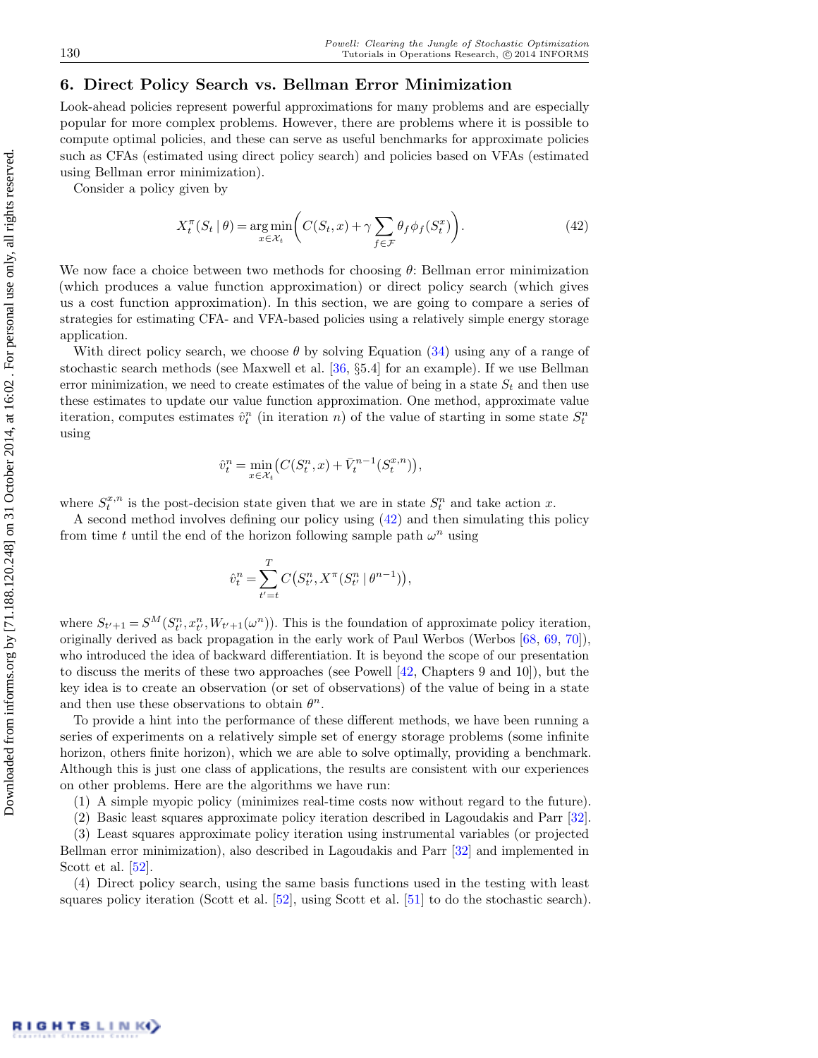## 6. Direct Policy Search vs. Bellman Error Minimization

Look-ahead policies represent powerful approximations for many problems and are especially popular for more complex problems. However, there are problems where it is possible to compute optimal policies, and these can serve as useful benchmarks for approximate policies such as CFAs (estimated using direct policy search) and policies based on VFAs (estimated using Bellman error minimization).

Consider a policy given by

$$X_t^\pi(S_t \mid \theta) = \underset{x \in \mathcal{X}_t}{\arg\min} \left( C(S_t, x) + \gamma \sum_{f \in \mathcal{F}} \theta_f \phi_f(S_t^x) \right). \tag{42}$$

We now face a choice between two methods for choosing $\theta$: Bellman error minimization (which produces a value function approximation) or direct policy search (which gives us a cost function approximation). In this section, we are going to compare a series of strategies for estimating CFA- and VFA-based policies using a relatively simple energy storage application.

With direct policy search, we choose $\theta$ by solving Equation (34) using any of a range of stochastic search methods (see Maxwell et al. [36, §5.4] for an example). If we use Bellman error minimization, we need to create estimates of the value of being in a state $S_t$ and then use these estimates to update our value function approximation. One method, approximate value iteration, computes estimates $\hat{v}_t^n$ (in iteration $n$) of the value of starting in some state $S_t^n$ using

$$\hat{v}_t^n = \min_{x \in \mathcal{X}_t} \left( C(S_t^n, x) + \bar{V}_t^{n-1}(S_t^{x,n}) \right),$$

where $S_t^{x,n}$ is the post-decision state given that we are in state $S_t^n$ and take action $x$.

A second method involves defining our policy using (42) and then simulating this policy from time $t$ until the end of the horizon following sample path $\omega^n$ using

$$\hat{v}_t^n = \sum_{t'=t}^{T} C\left(S_{t'}^n, X^\pi(S_{t'}^n \mid \theta^{n-1})\right),$$

where $S_{t'+1} = S^M(S_{t'}^n, x_{t'}^n, W_{t'+1}(\omega^n))$. This is the foundation of approximate policy iteration, originally derived as back propagation in the early work of Paul Werbos (Werbos [68, 69, 70]), who introduced the idea of backward differentiation. It is beyond the scope of our presentation to discuss the merits of these two approaches (see Powell [42, Chapters 9 and 10]), but the key idea is to create an observation (or set of observations) of the value of being in a state and then use these observations to obtain $\theta^n$.

To provide a hint into the performance of these different methods, we have been running a series of experiments on a relatively simple set of energy storage problems (some infinite horizon, others finite horizon), which we are able to solve optimally, providing a benchmark. Although this is just one class of applications, the results are consistent with our experiences on other problems. Here are the algorithms we have run:

(1) A simple myopic policy (minimizes real-time costs now without regard to the future).

(2) Basic least squares approximate policy iteration described in Lagoudakis and Parr [32].

(3) Least squares approximate policy iteration using instrumental variables (or projected Bellman error minimization), also described in Lagoudakis and Parr [32] and implemented in Scott et al. [52].

(4) Direct policy search, using the same basis functions used in the testing with least squares policy iteration (Scott et al. [52], using Scott et al. [51] to do the stochastic search).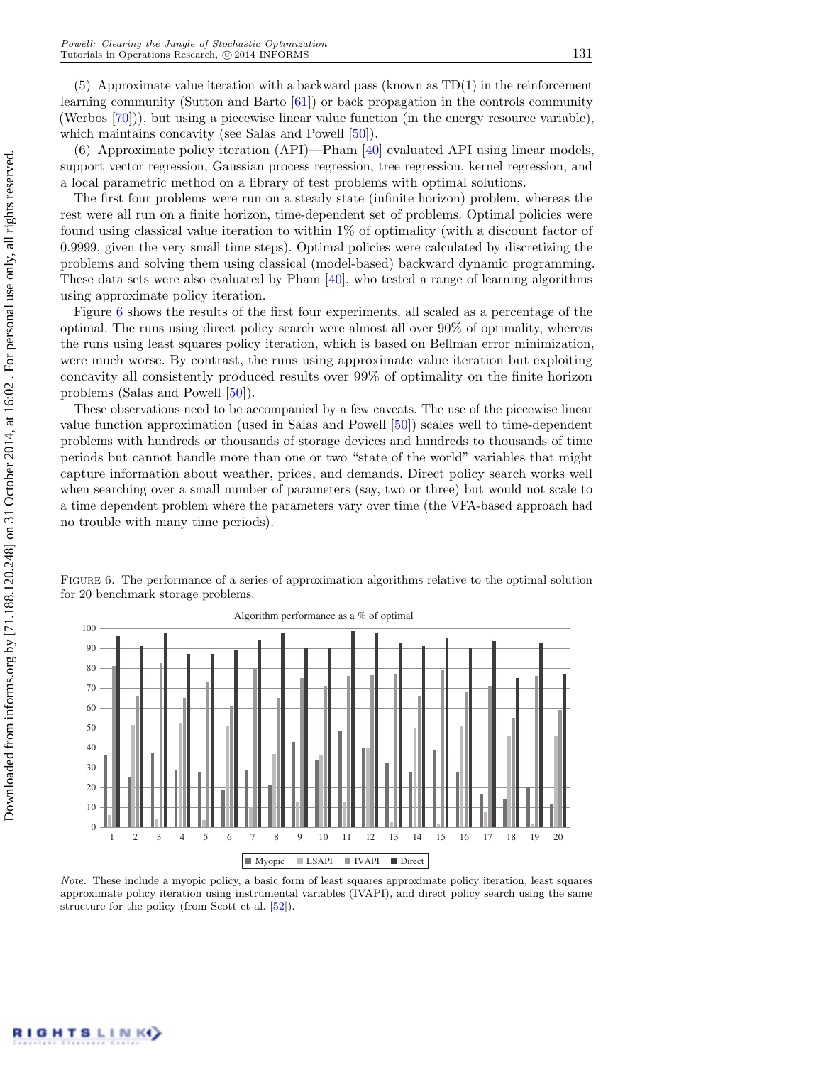(5) Approximate value iteration with a backward pass (known as TD(1) in the reinforcement learning community (Sutton and Barto [61]) or back propagation in the controls community (Werbos [70])), but using a piecewise linear value function (in the energy resource variable), which maintains concavity (see Salas and Powell [50]).

(6) Approximate policy iteration (API)—Pham [40] evaluated API using linear models, support vector regression, Gaussian process regression, tree regression, kernel regression, and a local parametric method on a library of test problems with optimal solutions.

The first four problems were run on a steady state (infinite horizon) problem, whereas the rest were all run on a finite horizon, time-dependent set of problems. Optimal policies were found using classical value iteration to within 1% of optimality (with a discount factor of 0.9999, given the very small time steps). Optimal policies were calculated by discretizing the problems and solving them using classical (model-based) backward dynamic programming. These data sets were also evaluated by Pham [40], who tested a range of learning algorithms using approximate policy iteration.

Figure 6 shows the results of the first four experiments, all scaled as a percentage of the optimal. The runs using direct policy search were almost all over 90% of optimality, whereas the runs using least squares policy iteration, which is based on Bellman error minimization, were much worse. By contrast, the runs using approximate value iteration but exploiting concavity all consistently produced results over 99% of optimality on the finite horizon problems (Salas and Powell [50]).

These observations need to be accompanied by a few caveats. The use of the piecewise linear value function approximation (used in Salas and Powell [50]) scales well to time-dependent problems with hundreds or thousands of storage devices and hundreds to thousands of time periods but cannot handle more than one or two "state of the world" variables that might capture information about weather, prices, and demands. Direct policy search works well when searching over a small number of parameters (say, two or three) but would not scale to a time dependent problem where the parameters vary over time (the VFA-based approach had no trouble with many time periods).

Figure 6. The performance of a series of approximation algorithms relative to the optimal solution for 20 benchmark storage problems.

*Note.* These include a myopic policy, a basic form of least squares approximate policy iteration, least squares approximate policy iteration using instrumental variables (IVAPI), and direct policy search using the same structure for the policy (from Scott et al. [52]).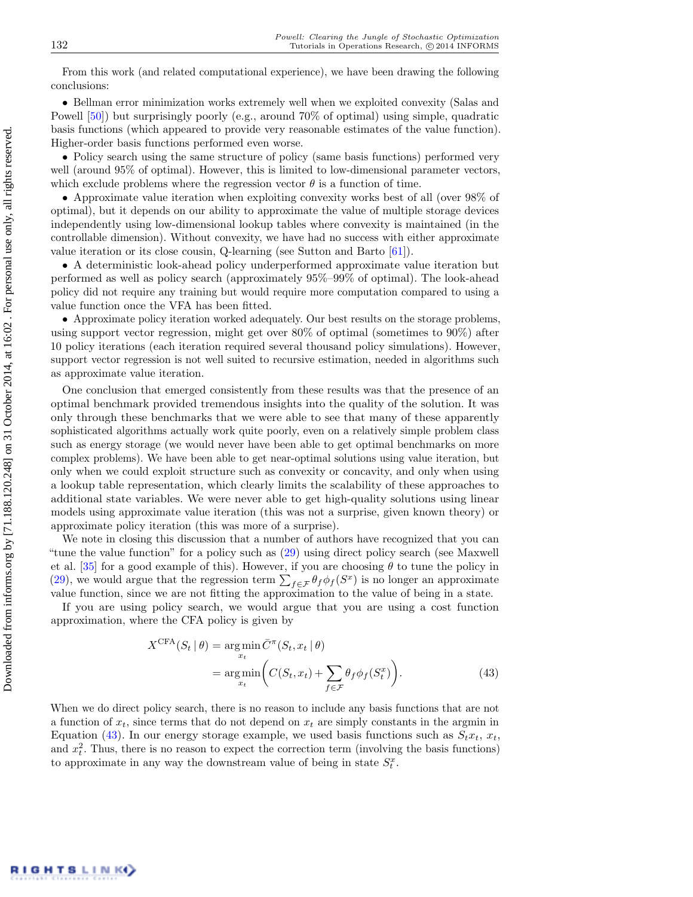From this work (and related computational experience), we have been drawing the following conclusions:

- Bellman error minimization works extremely well when we exploited convexity (Salas and Powell [50]) but surprisingly poorly (e.g., around 70% of optimal) using simple, quadratic basis functions (which appeared to provide very reasonable estimates of the value function). Higher-order basis functions performed even worse.
- Policy search using the same structure of policy (same basis functions) performed very well (around 95% of optimal). However, this is limited to low-dimensional parameter vectors, which exclude problems where the regression vector $\theta$ is a function of time.
- Approximate value iteration when exploiting convexity works best of all (over 98% of optimal), but it depends on our ability to approximate the value of multiple storage devices independently using low-dimensional lookup tables where convexity is maintained (in the controllable dimension). Without convexity, we have had no success with either approximate value iteration or its close cousin, Q-learning (see Sutton and Barto [61]).
- A deterministic look-ahead policy underperformed approximate value iteration but performed as well as policy search (approximately 95%–99% of optimal). The look-ahead policy did not require any training but would require more computation compared to using a value function once the VFA has been fitted.
- Approximate policy iteration worked adequately. Our best results on the storage problems, using support vector regression, might get over 80% of optimal (sometimes to 90%) after 10 policy iterations (each iteration required several thousand policy simulations). However, support vector regression is not well suited to recursive estimation, needed in algorithms such as approximate value iteration.

One conclusion that emerged consistently from these results was that the presence of an optimal benchmark provided tremendous insights into the quality of the solution. It was only through these benchmarks that we were able to see that many of these apparently sophisticated algorithms actually work quite poorly, even on a relatively simple problem class such as energy storage (we would never have been able to get optimal benchmarks on more complex problems). We have been able to get near-optimal solutions using value iteration, but only when we could exploit structure such as convexity or concavity, and only when using a lookup table representation, which clearly limits the scalability of these approaches to additional state variables. We were never able to get high-quality solutions using linear models using approximate value iteration (this was not a surprise, given known theory) or approximate policy iteration (this was more of a surprise).

We note in closing this discussion that a number of authors have recognized that you can "tune the value function" for a policy such as (29) using direct policy search (see Maxwell et al. [35] for a good example of this). However, if you are choosing $\theta$ to tune the policy in (29), we would argue that the regression term $\sum_{f\in\mathcal{F}}\theta_f\phi_f(S^x)$ is no longer an approximate value function, since we are not fitting the approximation to the value of being in a state.

If you are using policy search, we would argue that you are using a cost function approximation, where the CFA policy is given by

$$X^{\mathrm{CFA}}(S_t \mid \theta) = \arg\min_{x_t} \bar{C}^{\pi}(S_t, x_t \mid \theta) = \arg\min_{x_t}\left(C(S_t, x_t) + \sum_{f\in\mathcal{F}}\theta_f\phi_f(S_t^x)\right). \tag{43}$$

When we do direct policy search, there is no reason to include any basis functions that are not a function of $x_t$, since terms that do not depend on $x_t$ are simply constants in the argmin in Equation (43). In our energy storage example, we used basis functions such as $S_t x_t$, $x_t$, and $x_t^2$. Thus, there is no reason to expect the correction term (involving the basis functions) to approximate in any way the downstream value of being in state $S_t^x$.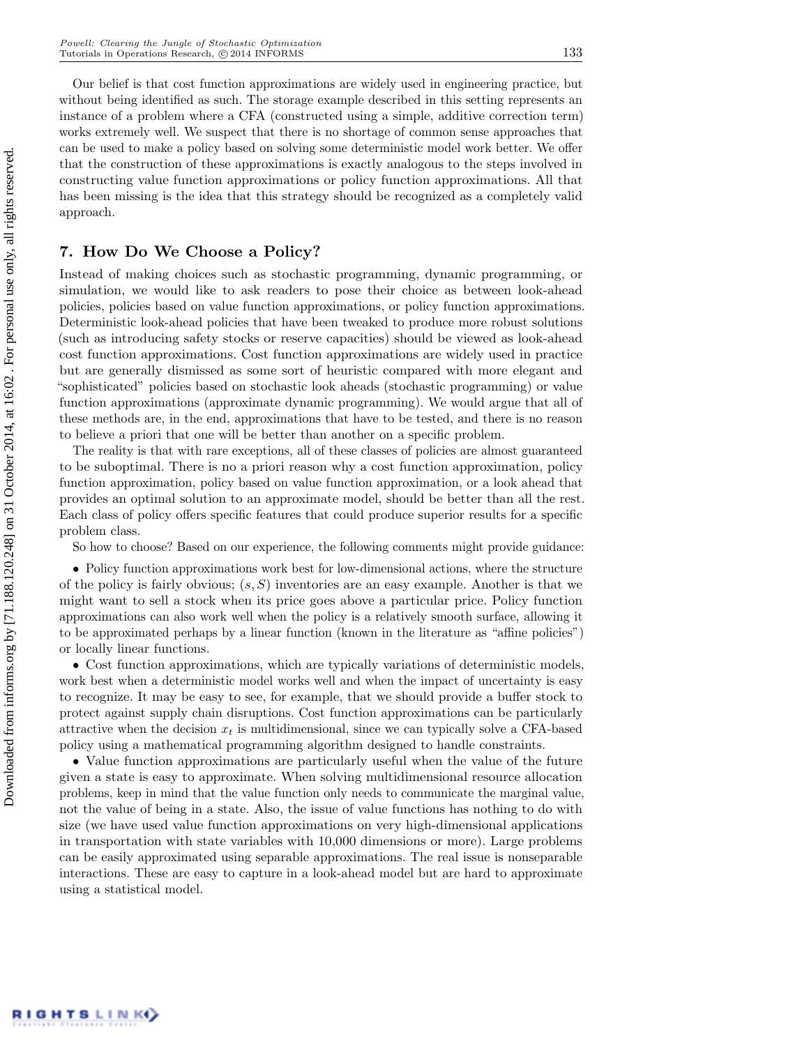Our belief is that cost function approximations are widely used in engineering practice, but without being identified as such. The storage example described in this setting represents an instance of a problem where a CFA (constructed using a simple, additive correction term) works extremely well. We suspect that there is no shortage of common sense approaches that can be used to make a policy based on solving some deterministic model work better. We offer that the construction of these approximations is exactly analogous to the steps involved in constructing value function approximations or policy function approximations. All that has been missing is the idea that this strategy should be recognized as a completely valid approach.

## 7. How Do We Choose a Policy?

Instead of making choices such as stochastic programming, dynamic programming, or simulation, we would like to ask readers to pose their choice as between look-ahead policies, policies based on value function approximations, or policy function approximations. Deterministic look-ahead policies that have been tweaked to produce more robust solutions (such as introducing safety stocks or reserve capacities) should be viewed as look-ahead cost function approximations. Cost function approximations are widely used in practice but are generally dismissed as some sort of heuristic compared with more elegant and "sophisticated" policies based on stochastic look aheads (stochastic programming) or value function approximations (approximate dynamic programming). We would argue that all of these methods are, in the end, approximations that have to be tested, and there is no reason to believe a priori that one will be better than another on a specific problem.

The reality is that with rare exceptions, all of these classes of policies are almost guaranteed to be suboptimal. There is no a priori reason why a cost function approximation, policy function approximation, policy based on value function approximation, or a look ahead that provides an optimal solution to an approximate model, should be better than all the rest. Each class of policy offers specific features that could produce superior results for a specific problem class.

So how to choose? Based on our experience, the following comments might provide guidance:

- Policy function approximations work best for low-dimensional actions, where the structure of the policy is fairly obvious; $(s, S)$ inventories are an easy example. Another is that we might want to sell a stock when its price goes above a particular price. Policy function approximations can also work well when the policy is a relatively smooth surface, allowing it to be approximated perhaps by a linear function (known in the literature as "affine policies") or locally linear functions.
- Cost function approximations, which are typically variations of deterministic models, work best when a deterministic model works well and when the impact of uncertainty is easy to recognize. It may be easy to see, for example, that we should provide a buffer stock to protect against supply chain disruptions. Cost function approximations can be particularly attractive when the decision $x_t$ is multidimensional, since we can typically solve a CFA-based policy using a mathematical programming algorithm designed to handle constraints.
- Value function approximations are particularly useful when the value of the future given a state is easy to approximate. When solving multidimensional resource allocation problems, keep in mind that the value function only needs to communicate the marginal value, not the value of being in a state. Also, the issue of value functions has nothing to do with size (we have used value function approximations on very high-dimensional applications in transportation with state variables with 10,000 dimensions or more). Large problems can be easily approximated using separable approximations. The real issue is nonseparable interactions. These are easy to capture in a look-ahead model but are hard to approximate using a statistical model.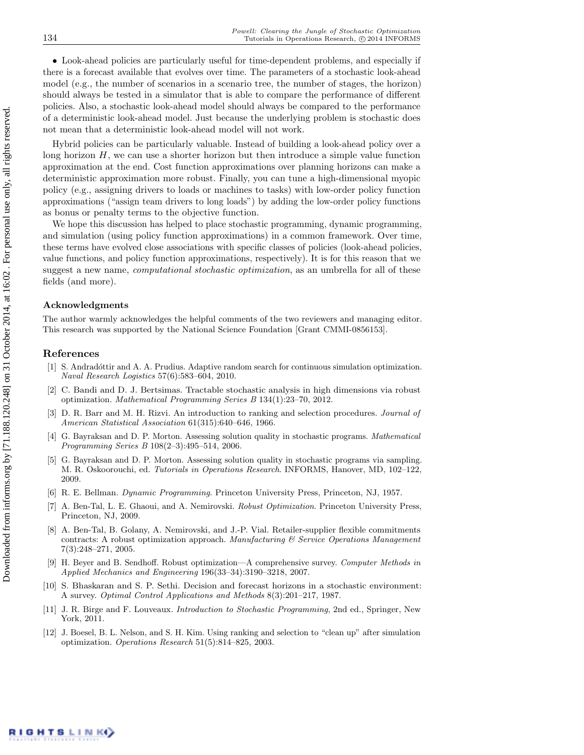- Look-ahead policies are particularly useful for time-dependent problems, and especially if there is a forecast available that evolves over time. The parameters of a stochastic look-ahead model (e.g., the number of scenarios in a scenario tree, the number of stages, the horizon) should always be tested in a simulator that is able to compare the performance of different policies. Also, a stochastic look-ahead model should always be compared to the performance of a deterministic look-ahead model. Just because the underlying problem is stochastic does not mean that a deterministic look-ahead model will not work.

Hybrid policies can be particularly valuable. Instead of building a look-ahead policy over a long horizon $H$, we can use a shorter horizon but then introduce a simple value function approximation at the end. Cost function approximations over planning horizons can make a deterministic approximation more robust. Finally, you can tune a high-dimensional myopic policy (e.g., assigning drivers to loads or machines to tasks) with low-order policy function approximations ("assign team drivers to long loads") by adding the low-order policy functions as bonus or penalty terms to the objective function.

We hope this discussion has helped to place stochastic programming, dynamic programming, and simulation (using policy function approximations) in a common framework. Over time, these terms have evolved close associations with specific classes of policies (look-ahead policies, value functions, and policy function approximations, respectively). It is for this reason that we suggest a new name, *computational stochastic optimization*, as an umbrella for all of these fields (and more).

## Acknowledgments

The author warmly acknowledges the helpful comments of the two reviewers and managing editor. This research was supported by the National Science Foundation [Grant CMMI-0856153].

## References

[1] S. Andradóttir and A. A. Prudius. Adaptive random search for continuous simulation optimization. *Naval Research Logistics* 57(6):583–604, 2010.

[2] C. Bandi and D. J. Bertsimas. Tractable stochastic analysis in high dimensions via robust optimization. *Mathematical Programming Series B* 134(1):23–70, 2012.

[3] D. R. Barr and M. H. Rizvi. An introduction to ranking and selection procedures. *Journal of American Statistical Association* 61(315):640–646, 1966.

[4] G. Bayraksan and D. P. Morton. Assessing solution quality in stochastic programs. *Mathematical Programming Series B* 108(2–3):495–514, 2006.

[5] G. Bayraksan and D. P. Morton. Assessing solution quality in stochastic programs via sampling. M. R. Oskoorouchi, ed. *Tutorials in Operations Research*. INFORMS, Hanover, MD, 102–122, 2009.

[6] R. E. Bellman. *Dynamic Programming*. Princeton University Press, Princeton, NJ, 1957.

[7] A. Ben-Tal, L. E. Ghaoui, and A. Nemirovski. *Robust Optimization*. Princeton University Press, Princeton, NJ, 2009.

[8] A. Ben-Tal, B. Golany, A. Nemirovski, and J.-P. Vial. Retailer-supplier flexible commitments contracts: A robust optimization approach. *Manufacturing & Service Operations Management* 7(3):248–271, 2005.

[9] H. Beyer and B. Sendhoff. Robust optimization—A comprehensive survey. *Computer Methods in Applied Mechanics and Engineering* 196(33–34):3190–3218, 2007.

[10] S. Bhaskaran and S. P. Sethi. Decision and forecast horizons in a stochastic environment: A survey. *Optimal Control Applications and Methods* 8(3):201–217, 1987.

[11] J. R. Birge and F. Louveaux. *Introduction to Stochastic Programming*, 2nd ed., Springer, New York, 2011.

[12] J. Boesel, B. L. Nelson, and S. H. Kim. Using ranking and selection to "clean up" after simulation optimization. *Operations Research* 51(5):814–825, 2003.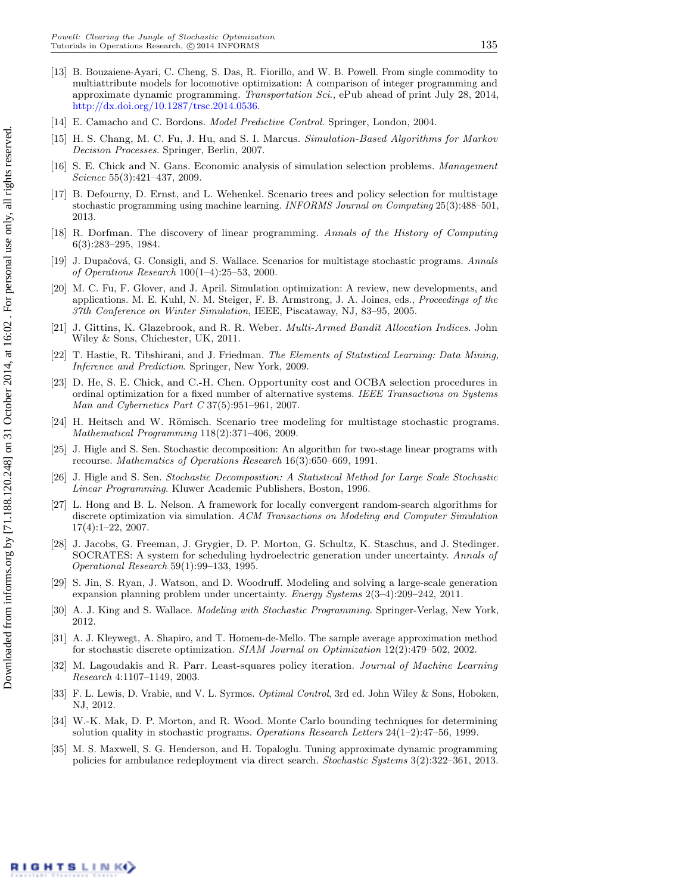[13] B. Bouzaiene-Ayari, C. Cheng, S. Das, R. Fiorillo, and W. B. Powell. From single commodity to multiattribute models for locomotive optimization: A comparison of integer programming and approximate dynamic programming. *Transportation Sci.*, ePub ahead of print July 28, 2014, http://dx.doi.org/10.1287/trsc.2014.0536.

[14] E. Camacho and C. Bordons. *Model Predictive Control*. Springer, London, 2004.

[15] H. S. Chang, M. C. Fu, J. Hu, and S. I. Marcus. *Simulation-Based Algorithms for Markov Decision Processes*. Springer, Berlin, 2007.

[16] S. E. Chick and N. Gans. Economic analysis of simulation selection problems. *Management Science* 55(3):421–437, 2009.

[17] B. Defourny, D. Ernst, and L. Wehenkel. Scenario trees and policy selection for multistage stochastic programming using machine learning. *INFORMS Journal on Computing* 25(3):488–501, 2013.

[18] R. Dorfman. The discovery of linear programming. *Annals of the History of Computing* 6(3):283–295, 1984.

[19] J. Dupačová, G. Consigli, and S. Wallace. Scenarios for multistage stochastic programs. *Annals of Operations Research* 100(1–4):25–53, 2000.

[20] M. C. Fu, F. Glover, and J. April. Simulation optimization: A review, new developments, and applications. M. E. Kuhl, N. M. Steiger, F. B. Armstrong, J. A. Joines, eds., *Proceedings of the 37th Conference on Winter Simulation*, IEEE, Piscataway, NJ, 83–95, 2005.

[21] J. Gittins, K. Glazebrook, and R. R. Weber. *Multi-Armed Bandit Allocation Indices*. John Wiley & Sons, Chichester, UK, 2011.

[22] T. Hastie, R. Tibshirani, and J. Friedman. *The Elements of Statistical Learning: Data Mining, Inference and Prediction*. Springer, New York, 2009.

[23] D. He, S. E. Chick, and C.-H. Chen. Opportunity cost and OCBA selection procedures in ordinal optimization for a fixed number of alternative systems. *IEEE Transactions on Systems Man and Cybernetics Part C* 37(5):951–961, 2007.

[24] H. Heitsch and W. Römisch. Scenario tree modeling for multistage stochastic programs. *Mathematical Programming* 118(2):371–406, 2009.

[25] J. Higle and S. Sen. Stochastic decomposition: An algorithm for two-stage linear programs with recourse. *Mathematics of Operations Research* 16(3):650–669, 1991.

[26] J. Higle and S. Sen. *Stochastic Decomposition: A Statistical Method for Large Scale Stochastic Linear Programming*. Kluwer Academic Publishers, Boston, 1996.

[27] L. Hong and B. L. Nelson. A framework for locally convergent random-search algorithms for discrete optimization via simulation. *ACM Transactions on Modeling and Computer Simulation* 17(4):1–22, 2007.

[28] J. Jacobs, G. Freeman, J. Grygier, D. P. Morton, G. Schultz, K. Staschus, and J. Stedinger. SOCRATES: A system for scheduling hydroelectric generation under uncertainty. *Annals of Operational Research* 59(1):99–133, 1995.

[29] S. Jin, S. Ryan, J. Watson, and D. Woodruff. Modeling and solving a large-scale generation expansion planning problem under uncertainty. *Energy Systems* 2(3–4):209–242, 2011.

[30] A. J. King and S. Wallace. *Modeling with Stochastic Programming*. Springer-Verlag, New York, 2012.

[31] A. J. Kleywegt, A. Shapiro, and T. Homem-de-Mello. The sample average approximation method for stochastic discrete optimization. *SIAM Journal on Optimization* 12(2):479–502, 2002.

[32] M. Lagoudakis and R. Parr. Least-squares policy iteration. *Journal of Machine Learning Research* 4:1107–1149, 2003.

[33] F. L. Lewis, D. Vrabie, and V. L. Syrmos. *Optimal Control*, 3rd ed. John Wiley & Sons, Hoboken, NJ, 2012.

[34] W.-K. Mak, D. P. Morton, and R. Wood. Monte Carlo bounding techniques for determining solution quality in stochastic programs. *Operations Research Letters* 24(1–2):47–56, 1999.

[35] M. S. Maxwell, S. G. Henderson, and H. Topaloglu. Tuning approximate dynamic programming policies for ambulance redeployment via direct search. *Stochastic Systems* 3(2):322–361, 2013.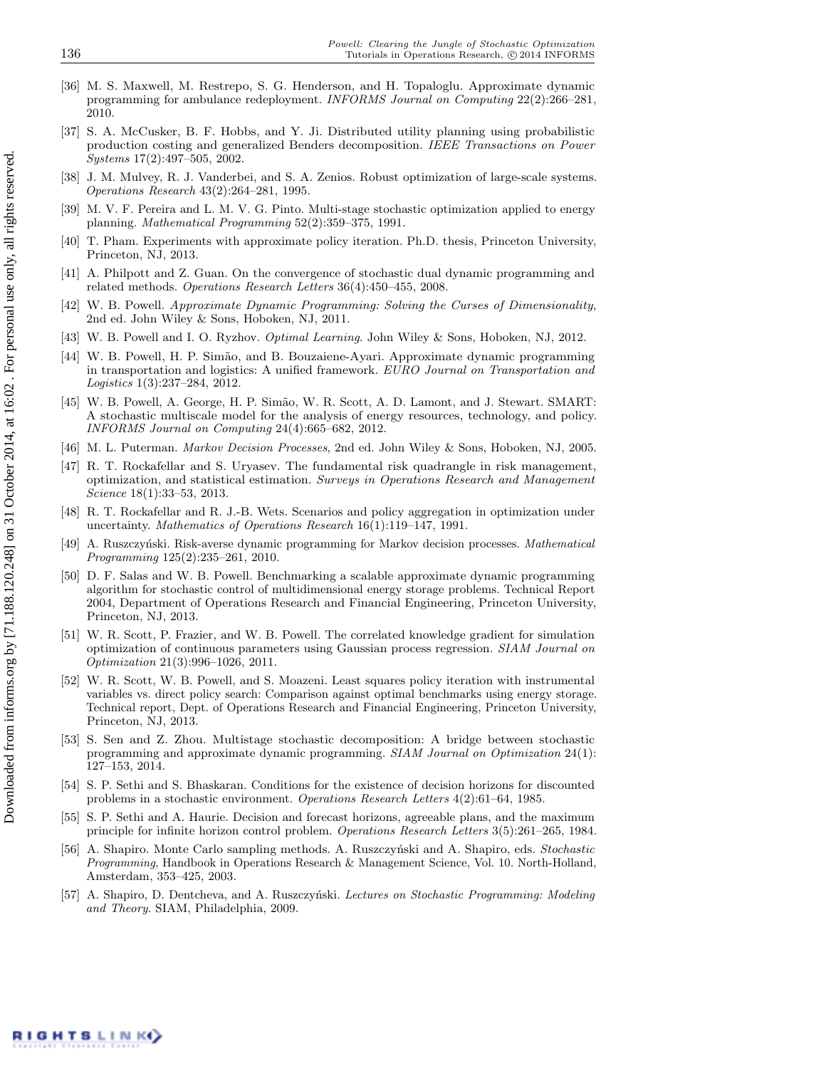[36] M. S. Maxwell, M. Restrepo, S. G. Henderson, and H. Topaloglu. Approximate dynamic programming for ambulance redeployment. *INFORMS Journal on Computing* 22(2):266–281, 2010.

[37] S. A. McCusker, B. F. Hobbs, and Y. Ji. Distributed utility planning using probabilistic production costing and generalized Benders decomposition. *IEEE Transactions on Power Systems* 17(2):497–505, 2002.

[38] J. M. Mulvey, R. J. Vanderbei, and S. A. Zenios. Robust optimization of large-scale systems. *Operations Research* 43(2):264–281, 1995.

[39] M. V. F. Pereira and L. M. V. G. Pinto. Multi-stage stochastic optimization applied to energy planning. *Mathematical Programming* 52(2):359–375, 1991.

[40] T. Pham. Experiments with approximate policy iteration. Ph.D. thesis, Princeton University, Princeton, NJ, 2013.

[41] A. Philpott and Z. Guan. On the convergence of stochastic dual dynamic programming and related methods. *Operations Research Letters* 36(4):450–455, 2008.

[42] W. B. Powell. *Approximate Dynamic Programming: Solving the Curses of Dimensionality*, 2nd ed. John Wiley & Sons, Hoboken, NJ, 2011.

[43] W. B. Powell and I. O. Ryzhov. *Optimal Learning*. John Wiley & Sons, Hoboken, NJ, 2012.

[44] W. B. Powell, H. P. Simão, and B. Bouzaiene-Ayari. Approximate dynamic programming in transportation and logistics: A unified framework. *EURO Journal on Transportation and Logistics* 1(3):237–284, 2012.

[45] W. B. Powell, A. George, H. P. Simão, W. R. Scott, A. D. Lamont, and J. Stewart. SMART: A stochastic multiscale model for the analysis of energy resources, technology, and policy. *INFORMS Journal on Computing* 24(4):665–682, 2012.

[46] M. L. Puterman. *Markov Decision Processes*, 2nd ed. John Wiley & Sons, Hoboken, NJ, 2005.

[47] R. T. Rockafellar and S. Uryasev. The fundamental risk quadrangle in risk management, optimization, and statistical estimation. *Surveys in Operations Research and Management Science* 18(1):33–53, 2013.

[48] R. T. Rockafellar and R. J.-B. Wets. Scenarios and policy aggregation in optimization under uncertainty. *Mathematics of Operations Research* 16(1):119–147, 1991.

[49] A. Ruszczyński. Risk-averse dynamic programming for Markov decision processes. *Mathematical Programming* 125(2):235–261, 2010.

[50] D. F. Salas and W. B. Powell. Benchmarking a scalable approximate dynamic programming algorithm for stochastic control of multidimensional energy storage problems. Technical Report 2004, Department of Operations Research and Financial Engineering, Princeton University, Princeton, NJ, 2013.

[51] W. R. Scott, P. Frazier, and W. B. Powell. The correlated knowledge gradient for simulation optimization of continuous parameters using Gaussian process regression. *SIAM Journal on Optimization* 21(3):996–1026, 2011.

[52] W. R. Scott, W. B. Powell, and S. Moazeni. Least squares policy iteration with instrumental variables vs. direct policy search: Comparison against optimal benchmarks using energy storage. Technical report, Dept. of Operations Research and Financial Engineering, Princeton University, Princeton, NJ, 2013.

[53] S. Sen and Z. Zhou. Multistage stochastic decomposition: A bridge between stochastic programming and approximate dynamic programming. *SIAM Journal on Optimization* 24(1): 127–153, 2014.

[54] S. P. Sethi and S. Bhaskaran. Conditions for the existence of decision horizons for discounted problems in a stochastic environment. *Operations Research Letters* 4(2):61–64, 1985.

[55] S. P. Sethi and A. Haurie. Decision and forecast horizons, agreeable plans, and the maximum principle for infinite horizon control problem. *Operations Research Letters* 3(5):261–265, 1984.

[56] A. Shapiro. Monte Carlo sampling methods. A. Ruszczyński and A. Shapiro, eds. *Stochastic Programming*, Handbook in Operations Research & Management Science, Vol. 10. North-Holland, Amsterdam, 353–425, 2003.

[57] A. Shapiro, D. Dentcheva, and A. Ruszczyński. *Lectures on Stochastic Programming: Modeling and Theory*. SIAM, Philadelphia, 2009.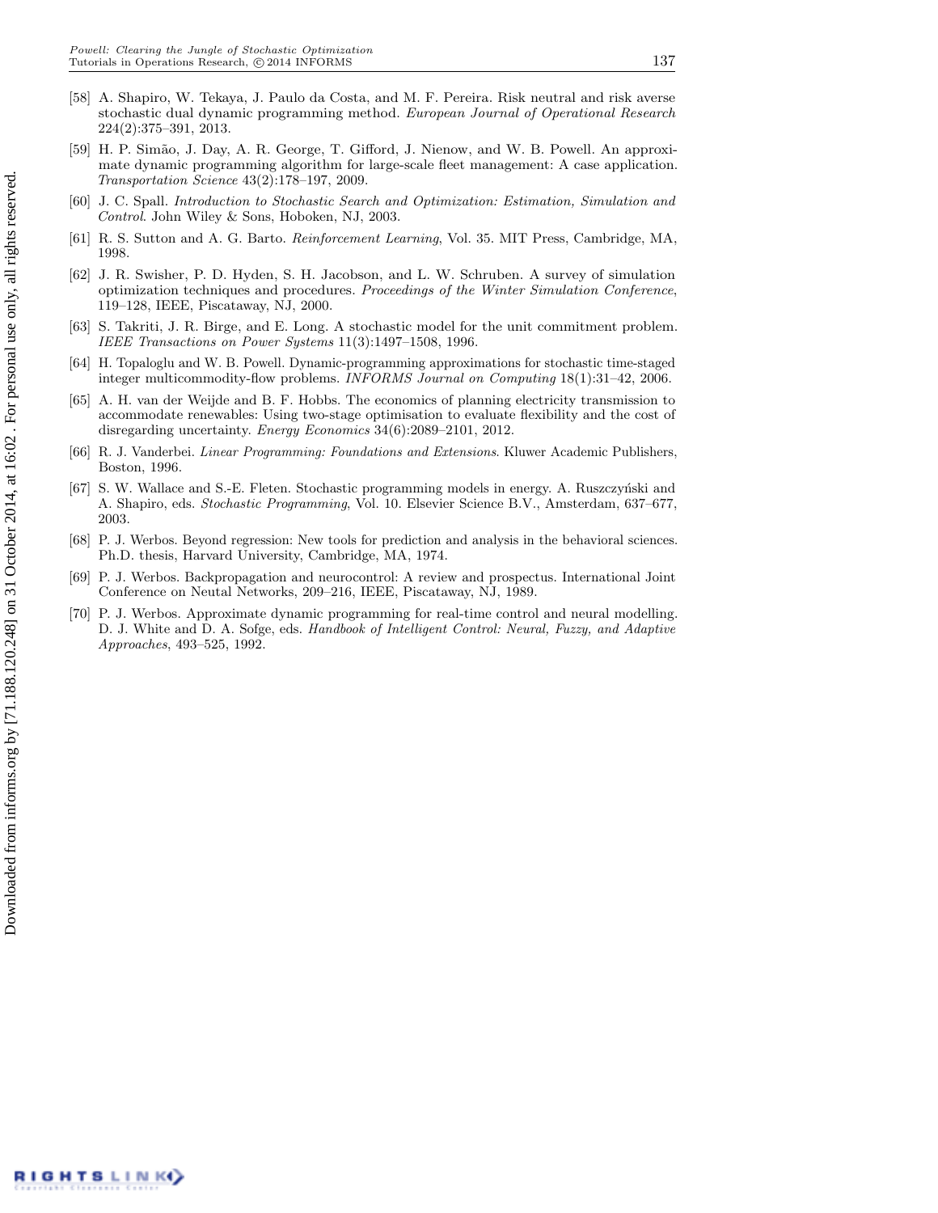[58] A. Shapiro, W. Tekaya, J. Paulo da Costa, and M. F. Pereira. Risk neutral and risk averse stochastic dual dynamic programming method. *European Journal of Operational Research* 224(2):375–391, 2013.

[59] H. P. Simão, J. Day, A. R. George, T. Gifford, J. Nienow, and W. B. Powell. An approximate dynamic programming algorithm for large-scale fleet management: A case application. *Transportation Science* 43(2):178–197, 2009.

[60] J. C. Spall. *Introduction to Stochastic Search and Optimization: Estimation, Simulation and Control*. John Wiley & Sons, Hoboken, NJ, 2003.

[61] R. S. Sutton and A. G. Barto. *Reinforcement Learning*, Vol. 35. MIT Press, Cambridge, MA, 1998.

[62] J. R. Swisher, P. D. Hyden, S. H. Jacobson, and L. W. Schruben. A survey of simulation optimization techniques and procedures. *Proceedings of the Winter Simulation Conference*, 119–128, IEEE, Piscataway, NJ, 2000.

[63] S. Takriti, J. R. Birge, and E. Long. A stochastic model for the unit commitment problem. *IEEE Transactions on Power Systems* 11(3):1497–1508, 1996.

[64] H. Topaloglu and W. B. Powell. Dynamic-programming approximations for stochastic time-staged integer multicommodity-flow problems. *INFORMS Journal on Computing* 18(1):31–42, 2006.

[65] A. H. van der Weijde and B. F. Hobbs. The economics of planning electricity transmission to accommodate renewables: Using two-stage optimisation to evaluate flexibility and the cost of disregarding uncertainty. *Energy Economics* 34(6):2089–2101, 2012.

[66] R. J. Vanderbei. *Linear Programming: Foundations and Extensions*. Kluwer Academic Publishers, Boston, 1996.

[67] S. W. Wallace and S.-E. Fleten. Stochastic programming models in energy. A. Ruszczyński and A. Shapiro, eds. *Stochastic Programming*, Vol. 10. Elsevier Science B.V., Amsterdam, 637–677, 2003.

[68] P. J. Werbos. Beyond regression: New tools for prediction and analysis in the behavioral sciences. Ph.D. thesis, Harvard University, Cambridge, MA, 1974.

[69] P. J. Werbos. Backpropagation and neurocontrol: A review and prospectus. International Joint Conference on Neutal Networks, 209–216, IEEE, Piscataway, NJ, 1989.

[70] P. J. Werbos. Approximate dynamic programming for real-time control and neural modelling. D. J. White and D. A. Sofge, eds. *Handbook of Intelligent Control: Neural, Fuzzy, and Adaptive Approaches*, 493–525, 1992.